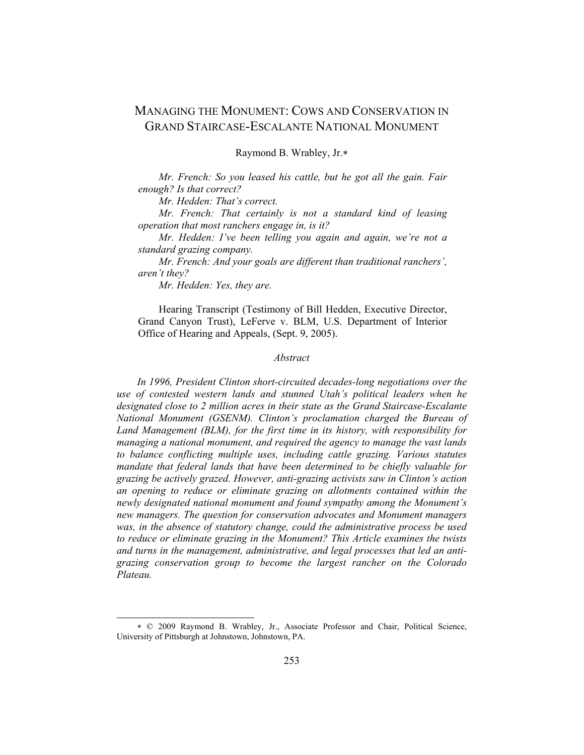# Managing the Monument: Cows and Conservation in Grand Staircase-Escalante National Monument

Raymond B. Wrabley, Jr.*

*Mr. French: So you leased his cattle, but he got all the gain. Fair enough? Is that correct?*

*Mr. Hedden: That's correct.*

*Mr. French: That certainly is not a standard kind of leasing operation that most ranchers engage in, is it?*

*Mr. Hedden: I've been telling you again and again, we're not a standard grazing company.*

*Mr. French: And your goals are different than traditional ranchers', aren't they?*

*Mr. Hedden: Yes, they are.*

Hearing Transcript (Testimony of Bill Hedden, Executive Director, Grand Canyon Trust), LeFerve v. BLM, U.S. Department of Interior Office of Hearing and Appeals, (Sept. 9, 2005).

## *Abstract*

*In 1996, President Clinton short-circuited decades-long negotiations over the use of contested western lands and stunned Utah's political leaders when he designated close to 2 million acres in their state as the Grand Staircase-Escalante National Monument (GSENM). Clinton's proclamation charged the Bureau of Land Management (BLM), for the first time in its history, with responsibility for managing a national monument, and required the agency to manage the vast lands to balance conflicting multiple uses, including cattle grazing. Various statutes mandate that federal lands that have been determined to be chiefly valuable for grazing be actively grazed. However, anti-grazing activists saw in Clinton's action an opening to reduce or eliminate grazing on allotments contained within the newly designated national monument and found sympathy among the Monument's new managers. The question for conservation advocates and Monument managers was, in the absence of statutory change, could the administrative process be used to reduce or eliminate grazing in the Monument? This Article examines the twists and turns in the management, administrative, and legal processes that led an anti-grazing conservation group to become the largest rancher on the Colorado Plateau.*

---

* © 2009 Raymond B. Wrabley, Jr., Associate Professor and Chair, Political Science, University of Pittsburgh at Johnstown, Johnstown, PA.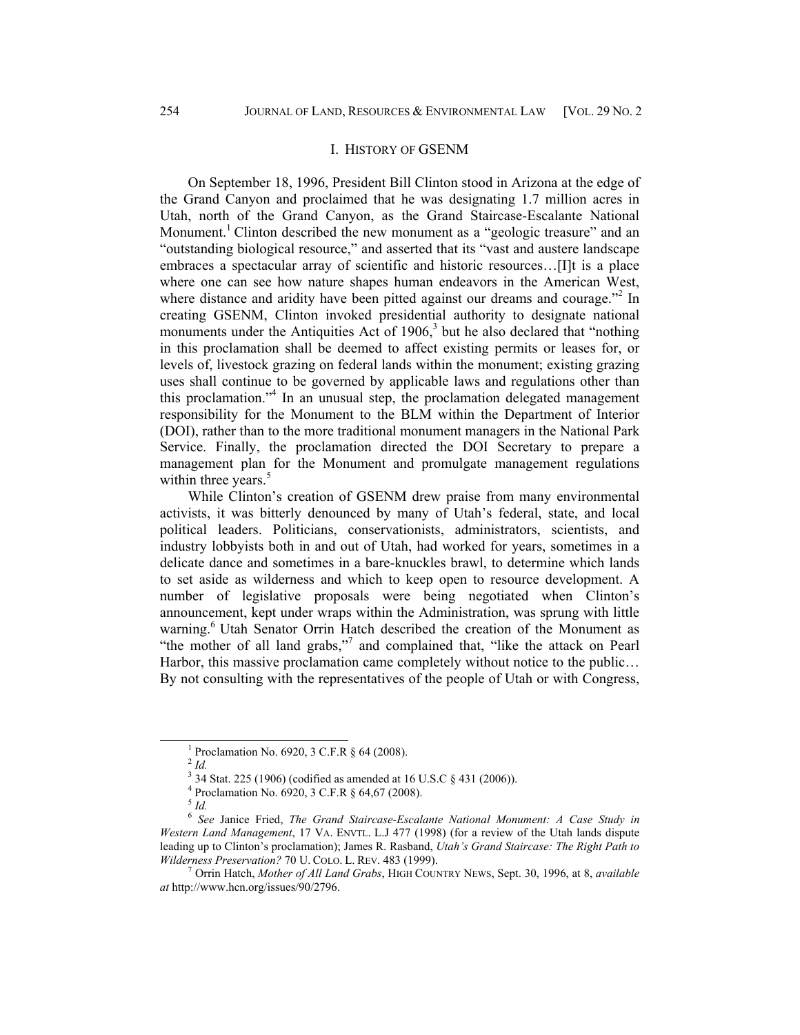## I. HISTORY OF GSENM

On September 18, 1996, President Bill Clinton stood in Arizona at the edge of the Grand Canyon and proclaimed that he was designating 1.7 million acres in Utah, north of the Grand Canyon, as the Grand Staircase-Escalante National Monument.[1] Clinton described the new monument as a "geologic treasure" and an "outstanding biological resource," and asserted that its "vast and austere landscape embraces a spectacular array of scientific and historic resources…[I]t is a place where one can see how nature shapes human endeavors in the American West, where distance and aridity have been pitted against our dreams and courage."[2] In creating GSENM, Clinton invoked presidential authority to designate national monuments under the Antiquities Act of 1906,[3] but he also declared that "nothing in this proclamation shall be deemed to affect existing permits or leases for, or levels of, livestock grazing on federal lands within the monument; existing grazing uses shall continue to be governed by applicable laws and regulations other than this proclamation."[4] In an unusual step, the proclamation delegated management responsibility for the Monument to the BLM within the Department of Interior (DOI), rather than to the more traditional monument managers in the National Park Service. Finally, the proclamation directed the DOI Secretary to prepare a management plan for the Monument and promulgate management regulations within three years.[5]

While Clinton's creation of GSENM drew praise from many environmental activists, it was bitterly denounced by many of Utah's federal, state, and local political leaders. Politicians, conservationists, administrators, scientists, and industry lobbyists both in and out of Utah, had worked for years, sometimes in a delicate dance and sometimes in a bare-knuckles brawl, to determine which lands to set aside as wilderness and which to keep open to resource development. A number of legislative proposals were being negotiated when Clinton's announcement, kept under wraps within the Administration, was sprung with little warning.[6] Utah Senator Orrin Hatch described the creation of the Monument as "the mother of all land grabs,"[7] and complained that, "like the attack on Pearl Harbor, this massive proclamation came completely without notice to the public… By not consulting with the representatives of the people of Utah or with Congress,

---

[1] Proclamation No. 6920, 3 C.F.R § 64 (2008).

[2] *Id.*

[3] 34 Stat. 225 (1906) (codified as amended at 16 U.S.C § 431 (2006)).

[4] Proclamation No. 6920, 3 C.F.R § 64,67 (2008).

[5] *Id.*

[6] *See* Janice Fried, *The Grand Staircase-Escalante National Monument: A Case Study in Western Land Management*, 17 VA. ENVTL. L.J 477 (1998) (for a review of the Utah lands dispute leading up to Clinton's proclamation); James R. Rasband, *Utah's Grand Staircase: The Right Path to Wilderness Preservation?* 70 U. COLO. L. REV. 483 (1999).

[7] Orrin Hatch, *Mother of All Land Grabs*, HIGH COUNTRY NEWS, Sept. 30, 1996, at 8, *available at* http://www.hcn.org/issues/90/2796.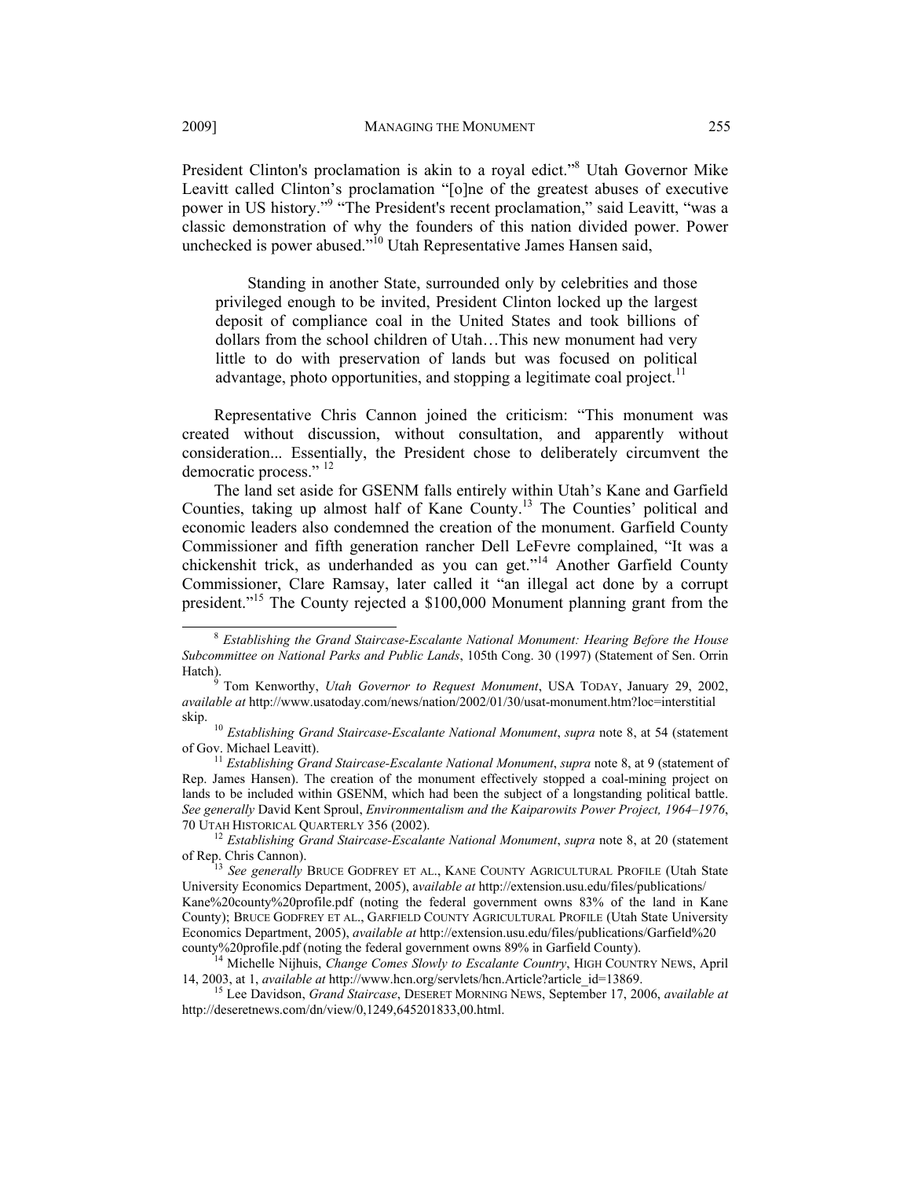President Clinton's proclamation is akin to a royal edict."[8] Utah Governor Mike Leavitt called Clinton's proclamation "[o]ne of the greatest abuses of executive power in US history."[9] "The President's recent proclamation," said Leavitt, "was a classic demonstration of why the founders of this nation divided power. Power unchecked is power abused."[10] Utah Representative James Hansen said,

> Standing in another State, surrounded only by celebrities and those privileged enough to be invited, President Clinton locked up the largest deposit of compliance coal in the United States and took billions of dollars from the school children of Utah…This new monument had very little to do with preservation of lands but was focused on political advantage, photo opportunities, and stopping a legitimate coal project.[11]

Representative Chris Cannon joined the criticism: "This monument was created without discussion, without consultation, and apparently without consideration... Essentially, the President chose to deliberately circumvent the democratic process." [12]

The land set aside for GSENM falls entirely within Utah's Kane and Garfield Counties, taking up almost half of Kane County.[13] The Counties' political and economic leaders also condemned the creation of the monument. Garfield County Commissioner and fifth generation rancher Dell LeFevre complained, "It was a chickenshit trick, as underhanded as you can get."[14] Another Garfield County Commissioner, Clare Ramsay, later called it "an illegal act done by a corrupt president."[15] The County rejected a $100,000 Monument planning grant from the

---

[8] *Establishing the Grand Staircase-Escalante National Monument: Hearing Before the House Subcommittee on National Parks and Public Lands*, 105th Cong. 30 (1997) (Statement of Sen. Orrin Hatch).

[9] Tom Kenworthy, *Utah Governor to Request Monument*, USA TODAY, January 29, 2002, *available at* http://www.usatoday.com/news/nation/2002/01/30/usat-monument.htm?loc=interstitial skip.

[10] *Establishing Grand Staircase-Escalante National Monument*, *supra* note 8, at 54 (statement of Gov. Michael Leavitt).

[11] *Establishing Grand Staircase-Escalante National Monument*, *supra* note 8, at 9 (statement of Rep. James Hansen). The creation of the monument effectively stopped a coal-mining project on lands to be included within GSENM, which had been the subject of a longstanding political battle. *See generally* David Kent Sproul, *Environmentalism and the Kaiparowits Power Project, 1964–1976*, 70 UTAH HISTORICAL QUARTERLY 356 (2002).

[12] *Establishing Grand Staircase-Escalante National Monument*, *supra* note 8, at 20 (statement of Rep. Chris Cannon).

[13] *See generally* BRUCE GODFREY ET AL., KANE COUNTY AGRICULTURAL PROFILE (Utah State University Economics Department, 2005), a*vailable at* http://extension.usu.edu/files/publications/Kane%20county%20profile.pdf (noting the federal government owns 83% of the land in Kane County); BRUCE GODFREY ET AL., GARFIELD COUNTY AGRICULTURAL PROFILE (Utah State University Economics Department, 2005), *available at* http://extension.usu.edu/files/publications/Garfield%20county%20profile.pdf (noting the federal government owns 89% in Garfield County).

[14] Michelle Nijhuis, *Change Comes Slowly to Escalante Country*, HIGH COUNTRY NEWS, April 14, 2003, at 1, *available at* http://www.hcn.org/servlets/hcn.Article?article_id=13869.

[15] Lee Davidson, *Grand Staircase*, DESERET MORNING NEWS, September 17, 2006, *available at* http://deseretnews.com/dn/view/0,1249,645201833,00.html.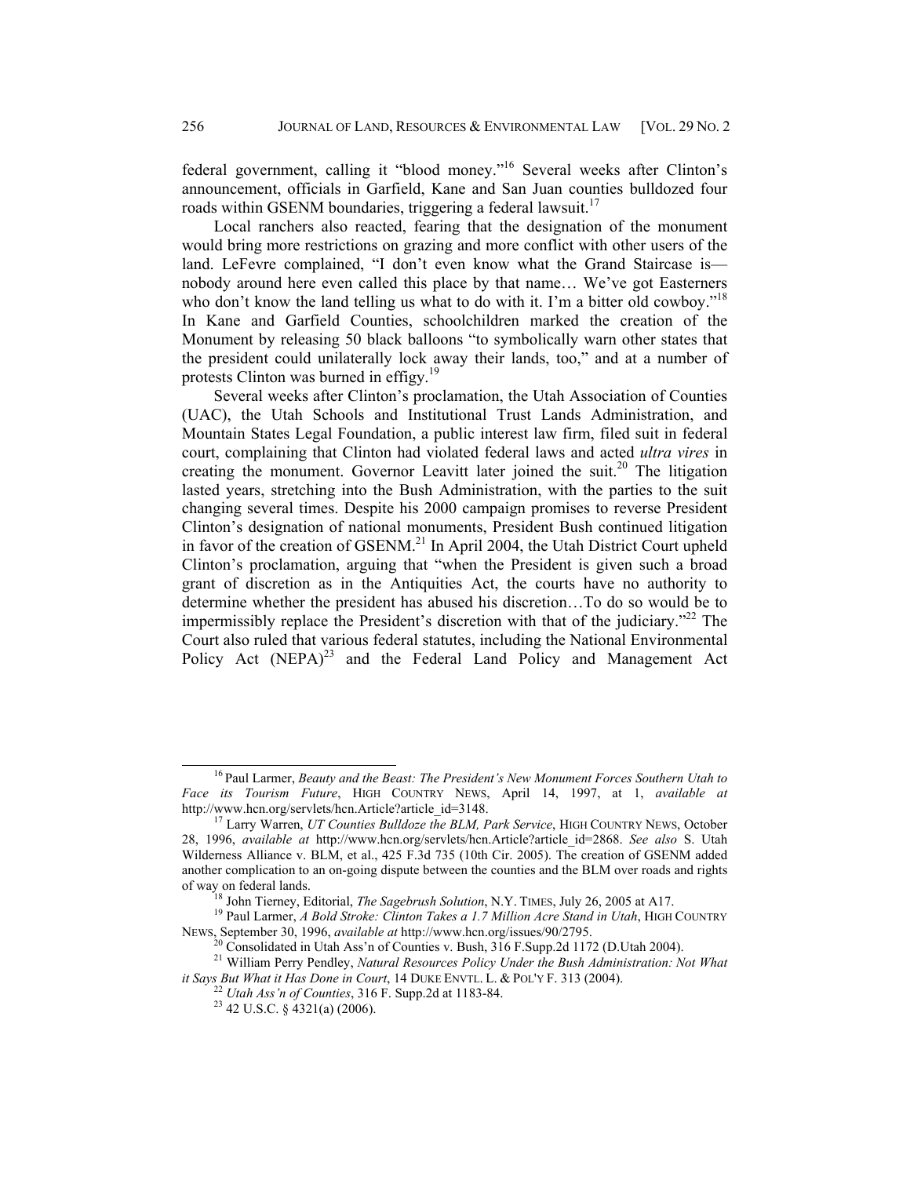federal government, calling it "blood money."[16] Several weeks after Clinton's announcement, officials in Garfield, Kane and San Juan counties bulldozed four roads within GSENM boundaries, triggering a federal lawsuit.[17]

Local ranchers also reacted, fearing that the designation of the monument would bring more restrictions on grazing and more conflict with other users of the land. LeFevre complained, "I don't even know what the Grand Staircase is—nobody around here even called this place by that name… We've got Easterners who don't know the land telling us what to do with it. I'm a bitter old cowboy."[18] In Kane and Garfield Counties, schoolchildren marked the creation of the Monument by releasing 50 black balloons "to symbolically warn other states that the president could unilaterally lock away their lands, too," and at a number of protests Clinton was burned in effigy.[19]

Several weeks after Clinton's proclamation, the Utah Association of Counties (UAC), the Utah Schools and Institutional Trust Lands Administration, and Mountain States Legal Foundation, a public interest law firm, filed suit in federal court, complaining that Clinton had violated federal laws and acted *ultra vires* in creating the monument. Governor Leavitt later joined the suit.[20] The litigation lasted years, stretching into the Bush Administration, with the parties to the suit changing several times. Despite his 2000 campaign promises to reverse President Clinton's designation of national monuments, President Bush continued litigation in favor of the creation of GSENM.[21] In April 2004, the Utah District Court upheld Clinton's proclamation, arguing that "when the President is given such a broad grant of discretion as in the Antiquities Act, the courts have no authority to determine whether the president has abused his discretion…To do so would be to impermissibly replace the President's discretion with that of the judiciary."[22] The Court also ruled that various federal statutes, including the National Environmental Policy Act (NEPA)[23] and the Federal Land Policy and Management Act

---

[16] Paul Larmer, *Beauty and the Beast: The President's New Monument Forces Southern Utah to Face its Tourism Future*, HIGH COUNTRY NEWS, April 14, 1997, at 1, *available at* http://www.hcn.org/servlets/hcn.Article?article_id=3148.

[17] Larry Warren, *UT Counties Bulldoze the BLM, Park Service*, HIGH COUNTRY NEWS, October 28, 1996, *available at* http://www.hcn.org/servlets/hcn.Article?article_id=2868. *See also* S. Utah Wilderness Alliance v. BLM, et al., 425 F.3d 735 (10th Cir. 2005). The creation of GSENM added another complication to an on-going dispute between the counties and the BLM over roads and rights of way on federal lands.

[18] John Tierney, Editorial, *The Sagebrush Solution*, N.Y. TIMES, July 26, 2005 at A17.

[19] Paul Larmer, *A Bold Stroke: Clinton Takes a 1.7 Million Acre Stand in Utah*, HIGH COUNTRY NEWS, September 30, 1996, *available at* http://www.hcn.org/issues/90/2795.

[20] Consolidated in Utah Ass'n of Counties v. Bush, 316 F.Supp.2d 1172 (D.Utah 2004).

[21] William Perry Pendley, *Natural Resources Policy Under the Bush Administration: Not What it Says But What it Has Done in Court*, 14 DUKE ENVTL. L. & POL'Y F. 313 (2004).

[22] *Utah Ass'n of Counties*, 316 F. Supp.2d at 1183-84.

[23] 42 U.S.C. § 4321(a) (2006).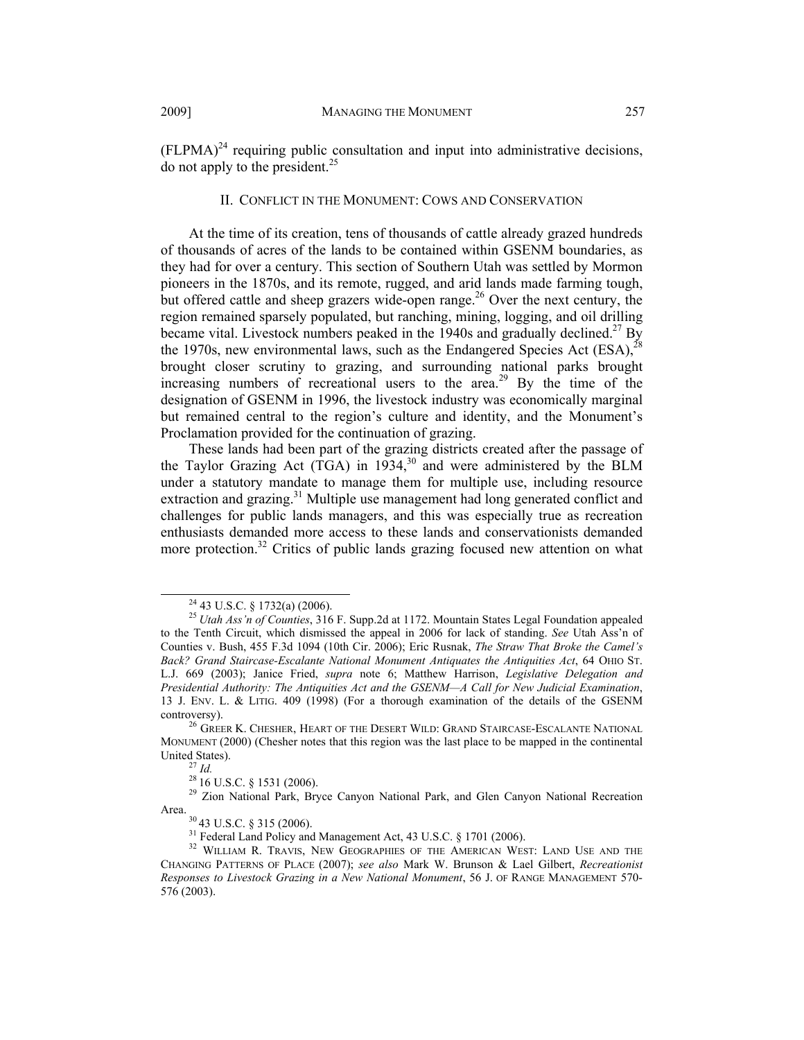(FLPMA)[24] requiring public consultation and input into administrative decisions, do not apply to the president.[25]

## II. CONFLICT IN THE MONUMENT: COWS AND CONSERVATION

At the time of its creation, tens of thousands of cattle already grazed hundreds of thousands of acres of the lands to be contained within GSENM boundaries, as they had for over a century. This section of Southern Utah was settled by Mormon pioneers in the 1870s, and its remote, rugged, and arid lands made farming tough, but offered cattle and sheep grazers wide-open range.[26] Over the next century, the region remained sparsely populated, but ranching, mining, logging, and oil drilling became vital. Livestock numbers peaked in the 1940s and gradually declined.[27] By the 1970s, new environmental laws, such as the Endangered Species Act (ESA),[28] brought closer scrutiny to grazing, and surrounding national parks brought increasing numbers of recreational users to the area.[29] By the time of the designation of GSENM in 1996, the livestock industry was economically marginal but remained central to the region's culture and identity, and the Monument's Proclamation provided for the continuation of grazing.

These lands had been part of the grazing districts created after the passage of the Taylor Grazing Act (TGA) in 1934,[30] and were administered by the BLM under a statutory mandate to manage them for multiple use, including resource extraction and grazing.[31] Multiple use management had long generated conflict and challenges for public lands managers, and this was especially true as recreation enthusiasts demanded more access to these lands and conservationists demanded more protection.[32] Critics of public lands grazing focused new attention on what

---

[24] 43 U.S.C. § 1732(a) (2006).

[25] *Utah Ass'n of Counties*, 316 F. Supp.2d at 1172. Mountain States Legal Foundation appealed to the Tenth Circuit, which dismissed the appeal in 2006 for lack of standing. *See* Utah Ass'n of Counties v. Bush, 455 F.3d 1094 (10th Cir. 2006); Eric Rusnak, *The Straw That Broke the Camel's Back? Grand Staircase-Escalante National Monument Antiquates the Antiquities Act*, 64 OHIO ST. L.J. 669 (2003); Janice Fried, *supra* note 6; Matthew Harrison, *Legislative Delegation and Presidential Authority: The Antiquities Act and the GSENM—A Call for New Judicial Examination*, 13 J. ENV. L. & LITIG. 409 (1998) (For a thorough examination of the details of the GSENM controversy).

[26] GREER K. CHESHER, HEART OF THE DESERT WILD: GRAND STAIRCASE-ESCALANTE NATIONAL MONUMENT (2000) (Chesher notes that this region was the last place to be mapped in the continental United States).

[27] *Id.*

[28] 16 U.S.C. § 1531 (2006).

[29] Zion National Park, Bryce Canyon National Park, and Glen Canyon National Recreation Area.

[30] 43 U.S.C. § 315 (2006).

[31] Federal Land Policy and Management Act, 43 U.S.C. § 1701 (2006).

[32] WILLIAM R. TRAVIS, NEW GEOGRAPHIES OF THE AMERICAN WEST: LAND USE AND THE CHANGING PATTERNS OF PLACE (2007); *see also* Mark W. Brunson & Lael Gilbert, *Recreationist Responses to Livestock Grazing in a New National Monument*, 56 J. OF RANGE MANAGEMENT 570-576 (2003).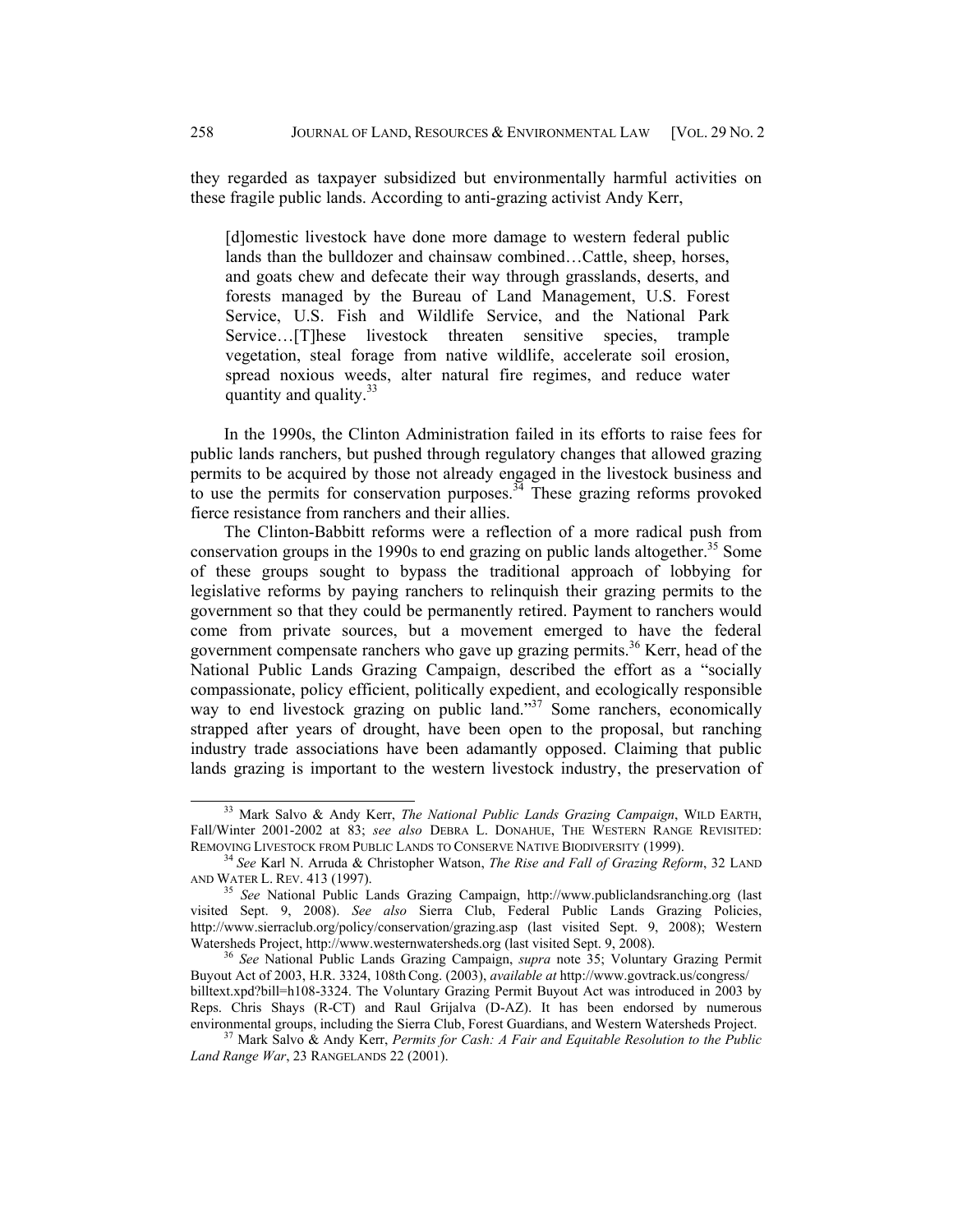they regarded as taxpayer subsidized but environmentally harmful activities on these fragile public lands. According to anti-grazing activist Andy Kerr,

> [d]omestic livestock have done more damage to western federal public lands than the bulldozer and chainsaw combined…Cattle, sheep, horses, and goats chew and defecate their way through grasslands, deserts, and forests managed by the Bureau of Land Management, U.S. Forest Service, U.S. Fish and Wildlife Service, and the National Park Service…[T]hese livestock threaten sensitive species, trample vegetation, steal forage from native wildlife, accelerate soil erosion, spread noxious weeds, alter natural fire regimes, and reduce water quantity and quality.[33]

In the 1990s, the Clinton Administration failed in its efforts to raise fees for public lands ranchers, but pushed through regulatory changes that allowed grazing permits to be acquired by those not already engaged in the livestock business and to use the permits for conservation purposes.[34] These grazing reforms provoked fierce resistance from ranchers and their allies.

The Clinton-Babbitt reforms were a reflection of a more radical push from conservation groups in the 1990s to end grazing on public lands altogether.[35] Some of these groups sought to bypass the traditional approach of lobbying for legislative reforms by paying ranchers to relinquish their grazing permits to the government so that they could be permanently retired. Payment to ranchers would come from private sources, but a movement emerged to have the federal government compensate ranchers who gave up grazing permits.[36] Kerr, head of the National Public Lands Grazing Campaign, described the effort as a "socially compassionate, policy efficient, politically expedient, and ecologically responsible way to end livestock grazing on public land."[37] Some ranchers, economically strapped after years of drought, have been open to the proposal, but ranching industry trade associations have been adamantly opposed. Claiming that public lands grazing is important to the western livestock industry, the preservation of

---

[33] Mark Salvo & Andy Kerr, *The National Public Lands Grazing Campaign*, WILD EARTH, Fall/Winter 2001-2002 at 83; *see also* DEBRA L. DONAHUE, THE WESTERN RANGE REVISITED: REMOVING LIVESTOCK FROM PUBLIC LANDS TO CONSERVE NATIVE BIODIVERSITY (1999).

[34] *See* Karl N. Arruda & Christopher Watson, *The Rise and Fall of Grazing Reform*, 32 LAND AND WATER L. REV. 413 (1997).

[35] *See* National Public Lands Grazing Campaign, http://www.publiclandsranching.org (last visited Sept. 9, 2008). *See also* Sierra Club, Federal Public Lands Grazing Policies, http://www.sierraclub.org/policy/conservation/grazing.asp (last visited Sept. 9, 2008); Western Watersheds Project, http://www.westernwatersheds.org (last visited Sept. 9, 2008).

[36] *See* National Public Lands Grazing Campaign, *supra* note 35; Voluntary Grazing Permit Buyout Act of 2003, H.R. 3324, 108th Cong. (2003), *available at* http://www.govtrack.us/congress/billtext.xpd?bill=h108-3324. The Voluntary Grazing Permit Buyout Act was introduced in 2003 by Reps. Chris Shays (R-CT) and Raul Grijalva (D-AZ). It has been endorsed by numerous environmental groups, including the Sierra Club, Forest Guardians, and Western Watersheds Project.

[37] Mark Salvo & Andy Kerr, *Permits for Cash: A Fair and Equitable Resolution to the Public Land Range War*, 23 RANGELANDS 22 (2001).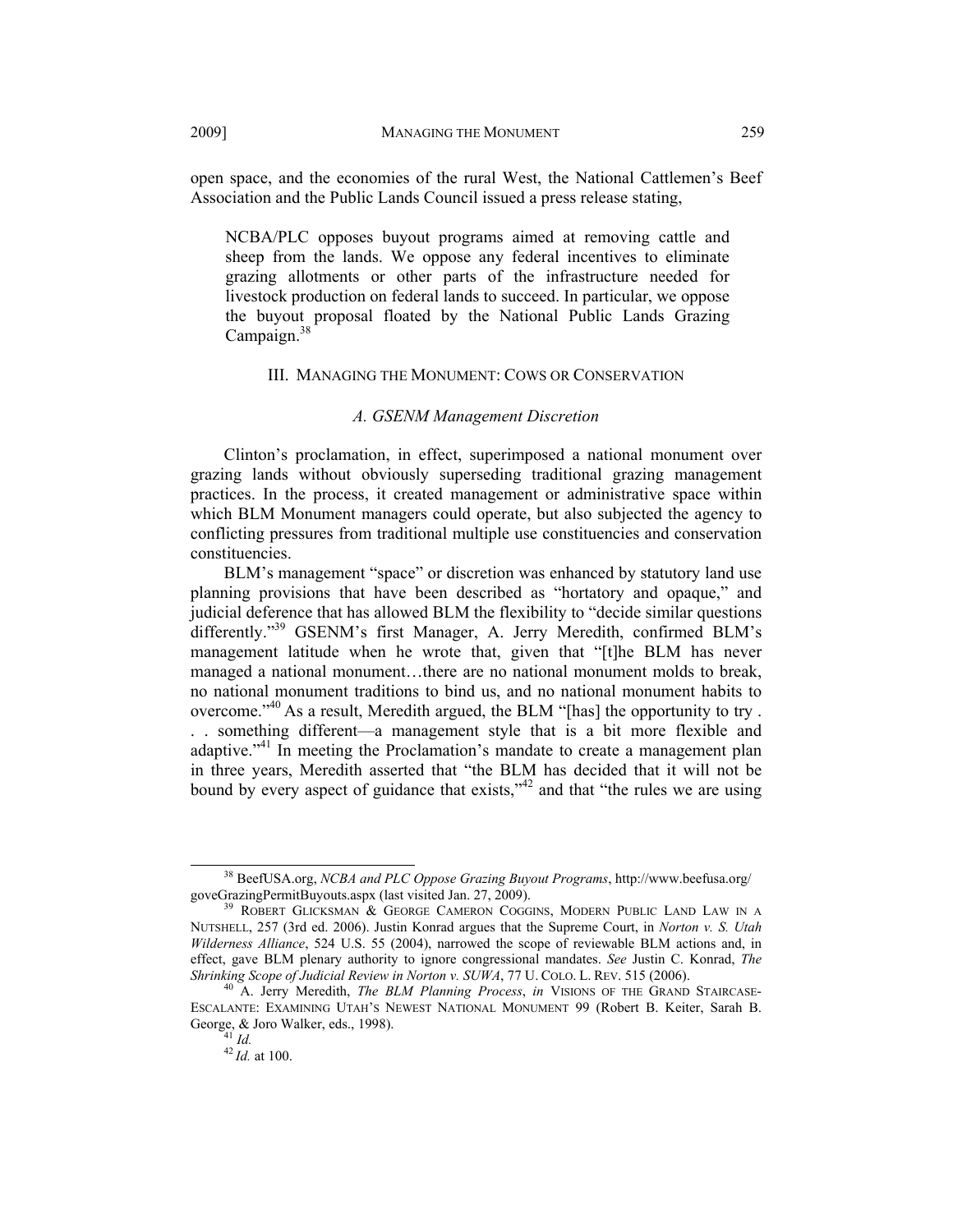open space, and the economies of the rural West, the National Cattlemen's Beef Association and the Public Lands Council issued a press release stating,

> NCBA/PLC opposes buyout programs aimed at removing cattle and sheep from the lands. We oppose any federal incentives to eliminate grazing allotments or other parts of the infrastructure needed for livestock production on federal lands to succeed. In particular, we oppose the buyout proposal floated by the National Public Lands Grazing Campaign.[38]

## III. MANAGING THE MONUMENT: COWS OR CONSERVATION

### *A. GSENM Management Discretion*

Clinton's proclamation, in effect, superimposed a national monument over grazing lands without obviously superseding traditional grazing management practices. In the process, it created management or administrative space within which BLM Monument managers could operate, but also subjected the agency to conflicting pressures from traditional multiple use constituencies and conservation constituencies.

BLM's management "space" or discretion was enhanced by statutory land use planning provisions that have been described as "hortatory and opaque," and judicial deference that has allowed BLM the flexibility to "decide similar questions differently."[39] GSENM's first Manager, A. Jerry Meredith, confirmed BLM's management latitude when he wrote that, given that "[t]he BLM has never managed a national monument…there are no national monument molds to break, no national monument traditions to bind us, and no national monument habits to overcome."[40] As a result, Meredith argued, the BLM "[has] the opportunity to try . . . something different—a management style that is a bit more flexible and adaptive."[41] In meeting the Proclamation's mandate to create a management plan in three years, Meredith asserted that "the BLM has decided that it will not be bound by every aspect of guidance that exists,"[42] and that "the rules we are using

---

[38] BeefUSA.org, *NCBA and PLC Oppose Grazing Buyout Programs*, http://www.beefusa.org/goveGrazingPermitBuyouts.aspx (last visited Jan. 27, 2009).

[39] ROBERT GLICKSMAN & GEORGE CAMERON COGGINS, MODERN PUBLIC LAND LAW IN A NUTSHELL, 257 (3rd ed. 2006). Justin Konrad argues that the Supreme Court, in *Norton v. S. Utah Wilderness Alliance*, 524 U.S. 55 (2004), narrowed the scope of reviewable BLM actions and, in effect, gave BLM plenary authority to ignore congressional mandates. *See* Justin C. Konrad, *The Shrinking Scope of Judicial Review in Norton v. SUWA*, 77 U. COLO. L. REV. 515 (2006).

[40] A. Jerry Meredith, *The BLM Planning Process*, *in* VISIONS OF THE GRAND STAIRCASE-ESCALANTE: EXAMINING UTAH'S NEWEST NATIONAL MONUMENT 99 (Robert B. Keiter, Sarah B. George, & Joro Walker, eds., 1998).

[41] *Id.*

[42] *Id.* at 100.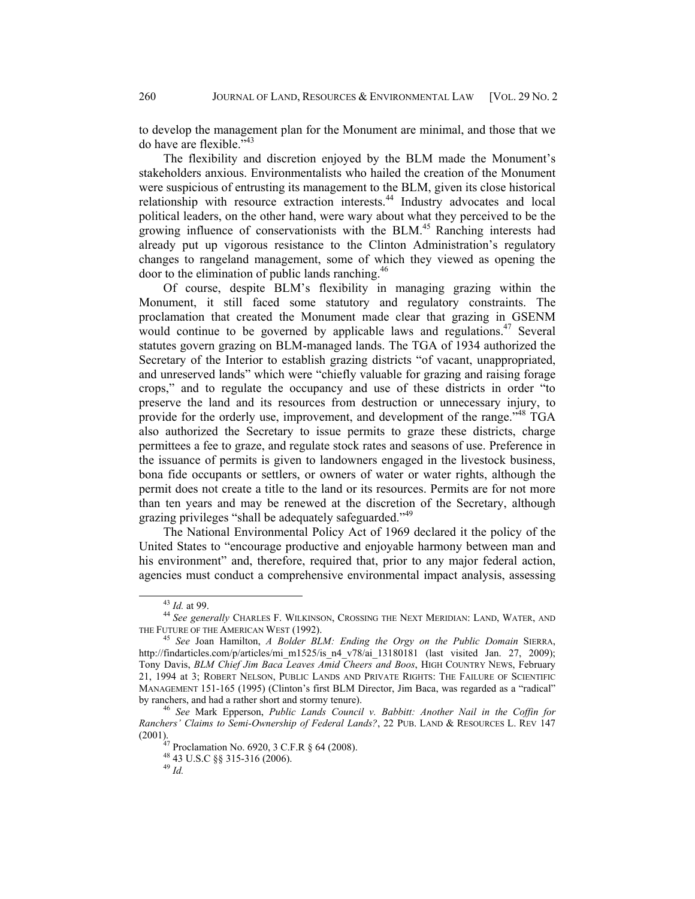to develop the management plan for the Monument are minimal, and those that we do have are flexible."[43]

The flexibility and discretion enjoyed by the BLM made the Monument's stakeholders anxious. Environmentalists who hailed the creation of the Monument were suspicious of entrusting its management to the BLM, given its close historical relationship with resource extraction interests.[44] Industry advocates and local political leaders, on the other hand, were wary about what they perceived to be the growing influence of conservationists with the BLM.[45] Ranching interests had already put up vigorous resistance to the Clinton Administration's regulatory changes to rangeland management, some of which they viewed as opening the door to the elimination of public lands ranching.[46]

Of course, despite BLM's flexibility in managing grazing within the Monument, it still faced some statutory and regulatory constraints. The proclamation that created the Monument made clear that grazing in GSENM would continue to be governed by applicable laws and regulations.[47] Several statutes govern grazing on BLM-managed lands. The TGA of 1934 authorized the Secretary of the Interior to establish grazing districts "of vacant, unappropriated, and unreserved lands" which were "chiefly valuable for grazing and raising forage crops," and to regulate the occupancy and use of these districts in order "to preserve the land and its resources from destruction or unnecessary injury, to provide for the orderly use, improvement, and development of the range."[48] TGA also authorized the Secretary to issue permits to graze these districts, charge permittees a fee to graze, and regulate stock rates and seasons of use. Preference in the issuance of permits is given to landowners engaged in the livestock business, bona fide occupants or settlers, or owners of water or water rights, although the permit does not create a title to the land or its resources. Permits are for not more than ten years and may be renewed at the discretion of the Secretary, although grazing privileges "shall be adequately safeguarded."[49]

The National Environmental Policy Act of 1969 declared it the policy of the United States to "encourage productive and enjoyable harmony between man and his environment" and, therefore, required that, prior to any major federal action, agencies must conduct a comprehensive environmental impact analysis, assessing

---

[43] *Id.* at 99.

[44] *See generally* CHARLES F. WILKINSON, CROSSING THE NEXT MERIDIAN: LAND, WATER, AND THE FUTURE OF THE AMERICAN WEST (1992).

[45] *See* Joan Hamilton, *A Bolder BLM: Ending the Orgy on the Public Domain* SIERRA, http://findarticles.com/p/articles/mi_m1525/is_n4_v78/ai_13180181 (last visited Jan. 27, 2009); Tony Davis, *BLM Chief Jim Baca Leaves Amid Cheers and Boos*, HIGH COUNTRY NEWS, February 21, 1994 at 3; ROBERT NELSON, PUBLIC LANDS AND PRIVATE RIGHTS: THE FAILURE OF SCIENTIFIC MANAGEMENT 151-165 (1995) (Clinton's first BLM Director, Jim Baca, was regarded as a "radical" by ranchers, and had a rather short and stormy tenure).

[46] *See* Mark Epperson, *Public Lands Council v. Babbitt: Another Nail in the Coffin for Ranchers' Claims to Semi-Ownership of Federal Lands?*, 22 PUB. LAND & RESOURCES L. REV 147 (2001).

[47] Proclamation No. 6920, 3 C.F.R § 64 (2008).

[48] 43 U.S.C §§ 315-316 (2006).

[49] *Id.*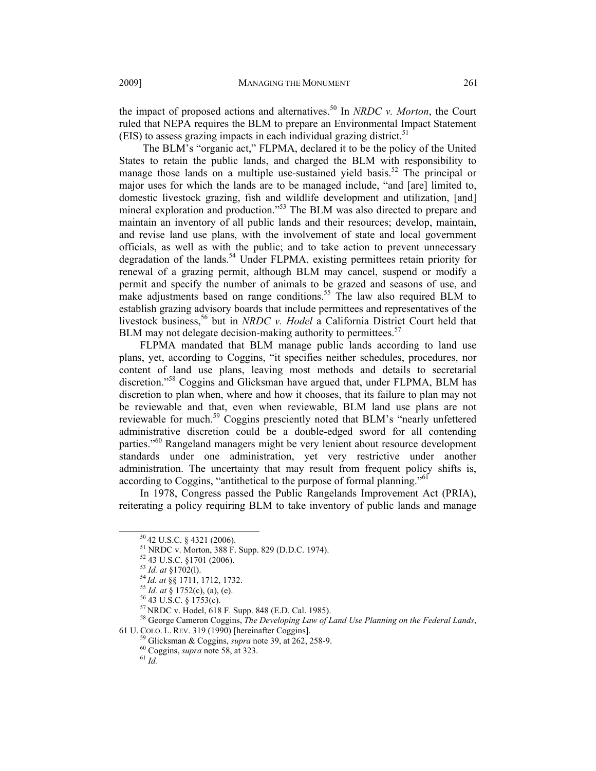the impact of proposed actions and alternatives.[50] In *NRDC v. Morton*, the Court ruled that NEPA requires the BLM to prepare an Environmental Impact Statement (EIS) to assess grazing impacts in each individual grazing district.[51]

The BLM's "organic act," FLPMA, declared it to be the policy of the United States to retain the public lands, and charged the BLM with responsibility to manage those lands on a multiple use-sustained yield basis.[52] The principal or major uses for which the lands are to be managed include, "and [are] limited to, domestic livestock grazing, fish and wildlife development and utilization, [and] mineral exploration and production."[53] The BLM was also directed to prepare and maintain an inventory of all public lands and their resources; develop, maintain, and revise land use plans, with the involvement of state and local government officials, as well as with the public; and to take action to prevent unnecessary degradation of the lands.[54] Under FLPMA, existing permittees retain priority for renewal of a grazing permit, although BLM may cancel, suspend or modify a permit and specify the number of animals to be grazed and seasons of use, and make adjustments based on range conditions.[55] The law also required BLM to establish grazing advisory boards that include permittees and representatives of the livestock business,[56] but in *NRDC v. Hodel* a California District Court held that BLM may not delegate decision-making authority to permittees.[57]

FLPMA mandated that BLM manage public lands according to land use plans, yet, according to Coggins, "it specifies neither schedules, procedures, nor content of land use plans, leaving most methods and details to secretarial discretion."[58] Coggins and Glicksman have argued that, under FLPMA, BLM has discretion to plan when, where and how it chooses, that its failure to plan may not be reviewable and that, even when reviewable, BLM land use plans are not reviewable for much.[59] Coggins presciently noted that BLM's "nearly unfettered administrative discretion could be a double-edged sword for all contending parties."[60] Rangeland managers might be very lenient about resource development standards under one administration, yet very restrictive under another administration. The uncertainty that may result from frequent policy shifts is, according to Coggins, "antithetical to the purpose of formal planning."[61]

In 1978, Congress passed the Public Rangelands Improvement Act (PRIA), reiterating a policy requiring BLM to take inventory of public lands and manage

---

[50] 42 U.S.C. § 4321 (2006).

[51] NRDC v. Morton, 388 F. Supp. 829 (D.D.C. 1974).

[52] 43 U.S.C. §1701 (2006).

[53] *Id. at* §1702(l).

[54] *Id. at* §§ 1711, 1712, 1732.

[55] *Id. at* § 1752(c), (a), (e).

[56] 43 U.S.C. § 1753(c).

[57] NRDC v. Hodel, 618 F. Supp. 848 (E.D. Cal. 1985).

[58] George Cameron Coggins, *The Developing Law of Land Use Planning on the Federal Lands*, 61 U. COLO. L. REV. 319 (1990) [hereinafter Coggins].

[59] Glicksman & Coggins, *supra* note 39, at 262, 258-9.

[60] Coggins, *supra* note 58, at 323.

[61] *Id.*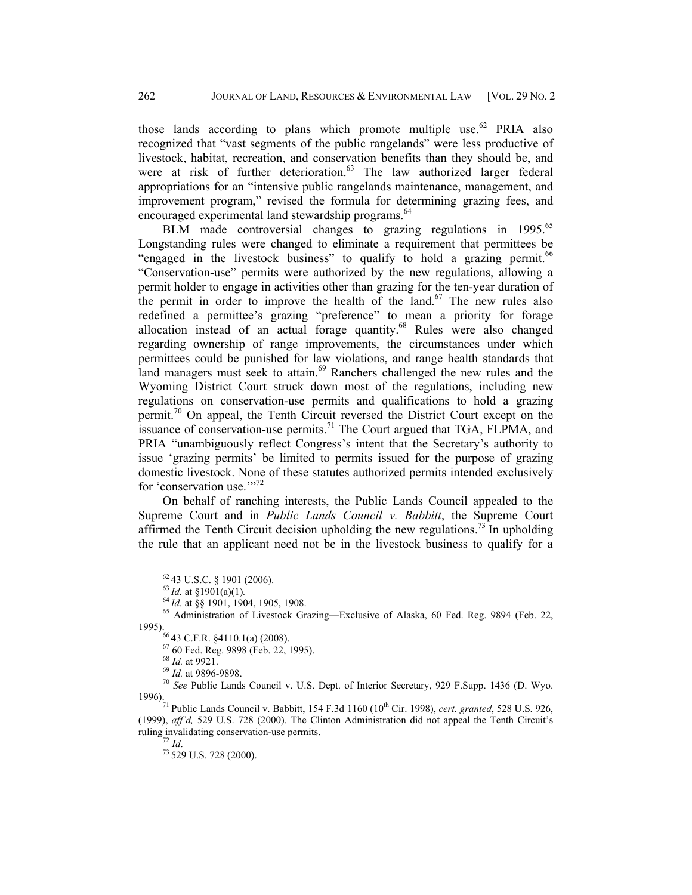those lands according to plans which promote multiple use.[62] PRIA also recognized that "vast segments of the public rangelands" were less productive of livestock, habitat, recreation, and conservation benefits than they should be, and were at risk of further deterioration.[63] The law authorized larger federal appropriations for an "intensive public rangelands maintenance, management, and improvement program," revised the formula for determining grazing fees, and encouraged experimental land stewardship programs.[64]

BLM made controversial changes to grazing regulations in 1995.[65] Longstanding rules were changed to eliminate a requirement that permittees be "engaged in the livestock business" to qualify to hold a grazing permit.[66] "Conservation-use" permits were authorized by the new regulations, allowing a permit holder to engage in activities other than grazing for the ten-year duration of the permit in order to improve the health of the land.[67] The new rules also redefined a permittee's grazing "preference" to mean a priority for forage allocation instead of an actual forage quantity.[68] Rules were also changed regarding ownership of range improvements, the circumstances under which permittees could be punished for law violations, and range health standards that land managers must seek to attain.[69] Ranchers challenged the new rules and the Wyoming District Court struck down most of the regulations, including new regulations on conservation-use permits and qualifications to hold a grazing permit.[70] On appeal, the Tenth Circuit reversed the District Court except on the issuance of conservation-use permits.[71] The Court argued that TGA, FLPMA, and PRIA "unambiguously reflect Congress's intent that the Secretary's authority to issue 'grazing permits' be limited to permits issued for the purpose of grazing domestic livestock. None of these statutes authorized permits intended exclusively for 'conservation use.'"[72]

On behalf of ranching interests, the Public Lands Council appealed to the Supreme Court and in *Public Lands Council v. Babbitt*, the Supreme Court affirmed the Tenth Circuit decision upholding the new regulations.[73] In upholding the rule that an applicant need not be in the livestock business to qualify for a

---

[62] 43 U.S.C. § 1901 (2006).

[63] *Id.* at §1901(a)(1).

[64] *Id.* at §§ 1901, 1904, 1905, 1908.

[65] Administration of Livestock Grazing—Exclusive of Alaska, 60 Fed. Reg. 9894 (Feb. 22, 1995).

[66] 43 C.F.R. §4110.1(a) (2008).

[67] 60 Fed. Reg. 9898 (Feb. 22, 1995).

[68] *Id.* at 9921.

[69] *Id.* at 9896-9898.

[70] *See* Public Lands Council v. U.S. Dept. of Interior Secretary, 929 F.Supp. 1436 (D. Wyo. 1996).

[71] Public Lands Council v. Babbitt, 154 F.3d 1160 (10th Cir. 1998), *cert. granted*, 528 U.S. 926, (1999), *aff'd,* 529 U.S. 728 (2000). The Clinton Administration did not appeal the Tenth Circuit's ruling invalidating conservation-use permits.

[72] *Id*.

[73] 529 U.S. 728 (2000).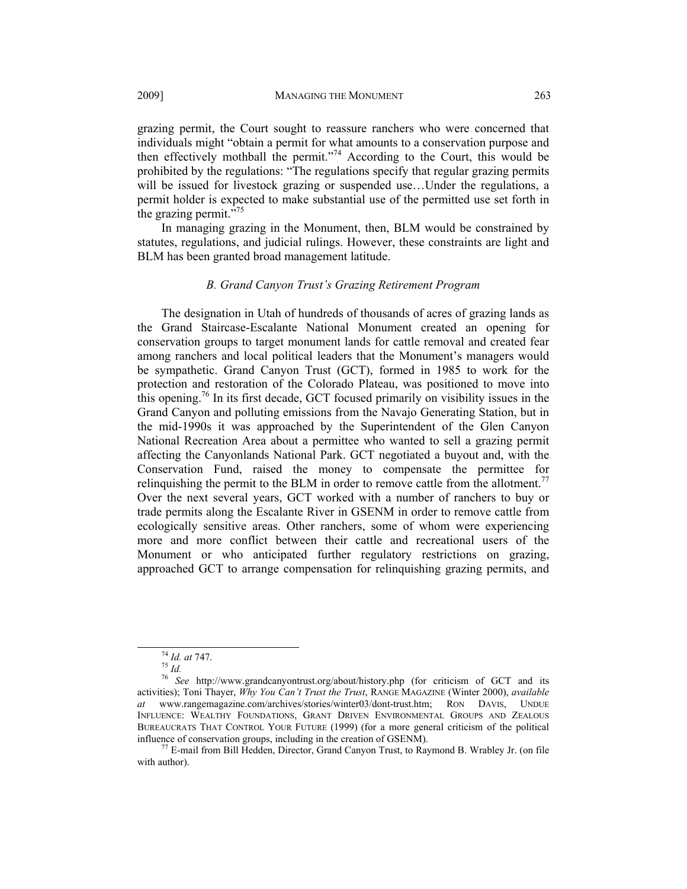grazing permit, the Court sought to reassure ranchers who were concerned that individuals might "obtain a permit for what amounts to a conservation purpose and then effectively mothball the permit."[74] According to the Court, this would be prohibited by the regulations: "The regulations specify that regular grazing permits will be issued for livestock grazing or suspended use…Under the regulations, a permit holder is expected to make substantial use of the permitted use set forth in the grazing permit."[75]

In managing grazing in the Monument, then, BLM would be constrained by statutes, regulations, and judicial rulings. However, these constraints are light and BLM has been granted broad management latitude.

### *B. Grand Canyon Trust's Grazing Retirement Program*

The designation in Utah of hundreds of thousands of acres of grazing lands as the Grand Staircase-Escalante National Monument created an opening for conservation groups to target monument lands for cattle removal and created fear among ranchers and local political leaders that the Monument's managers would be sympathetic. Grand Canyon Trust (GCT), formed in 1985 to work for the protection and restoration of the Colorado Plateau, was positioned to move into this opening.[76] In its first decade, GCT focused primarily on visibility issues in the Grand Canyon and polluting emissions from the Navajo Generating Station, but in the mid-1990s it was approached by the Superintendent of the Glen Canyon National Recreation Area about a permittee who wanted to sell a grazing permit affecting the Canyonlands National Park. GCT negotiated a buyout and, with the Conservation Fund, raised the money to compensate the permittee for relinquishing the permit to the BLM in order to remove cattle from the allotment.[77] Over the next several years, GCT worked with a number of ranchers to buy or trade permits along the Escalante River in GSENM in order to remove cattle from ecologically sensitive areas. Other ranchers, some of whom were experiencing more and more conflict between their cattle and recreational users of the Monument or who anticipated further regulatory restrictions on grazing, approached GCT to arrange compensation for relinquishing grazing permits, and

---

[74] *Id. at* 747.

[75] *Id.*

[76] *See* http://www.grandcanyontrust.org/about/history.php (for criticism of GCT and its activities); Toni Thayer, *Why You Can't Trust the Trust*, RANGE MAGAZINE (Winter 2000), *available at* www.rangemagazine.com/archives/stories/winter03/dont-trust.htm; RON DAVIS, UNDUE INFLUENCE: WEALTHY FOUNDATIONS, GRANT DRIVEN ENVIRONMENTAL GROUPS AND ZEALOUS BUREAUCRATS THAT CONTROL YOUR FUTURE (1999) (for a more general criticism of the political influence of conservation groups, including in the creation of GSENM).

[77] E-mail from Bill Hedden, Director, Grand Canyon Trust, to Raymond B. Wrabley Jr. (on file with author).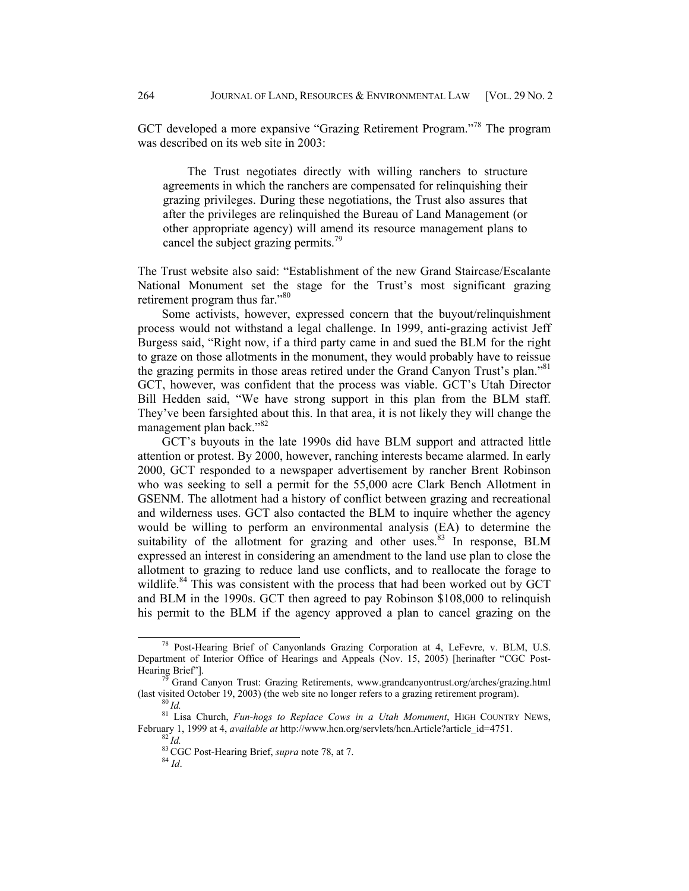GCT developed a more expansive "Grazing Retirement Program."[78] The program was described on its web site in 2003:

> The Trust negotiates directly with willing ranchers to structure agreements in which the ranchers are compensated for relinquishing their grazing privileges. During these negotiations, the Trust also assures that after the privileges are relinquished the Bureau of Land Management (or other appropriate agency) will amend its resource management plans to cancel the subject grazing permits.[79]

The Trust website also said: "Establishment of the new Grand Staircase/Escalante National Monument set the stage for the Trust's most significant grazing retirement program thus far."[80]

Some activists, however, expressed concern that the buyout/relinquishment process would not withstand a legal challenge. In 1999, anti-grazing activist Jeff Burgess said, "Right now, if a third party came in and sued the BLM for the right to graze on those allotments in the monument, they would probably have to reissue the grazing permits in those areas retired under the Grand Canyon Trust's plan."[81] GCT, however, was confident that the process was viable. GCT's Utah Director Bill Hedden said, "We have strong support in this plan from the BLM staff. They've been farsighted about this. In that area, it is not likely they will change the management plan back."[82]

GCT's buyouts in the late 1990s did have BLM support and attracted little attention or protest. By 2000, however, ranching interests became alarmed. In early 2000, GCT responded to a newspaper advertisement by rancher Brent Robinson who was seeking to sell a permit for the 55,000 acre Clark Bench Allotment in GSENM. The allotment had a history of conflict between grazing and recreational and wilderness uses. GCT also contacted the BLM to inquire whether the agency would be willing to perform an environmental analysis (EA) to determine the suitability of the allotment for grazing and other uses.[83] In response, BLM expressed an interest in considering an amendment to the land use plan to close the allotment to grazing to reduce land use conflicts, and to reallocate the forage to wildlife.[84] This was consistent with the process that had been worked out by GCT and BLM in the 1990s. GCT then agreed to pay Robinson $108,000 to relinquish his permit to the BLM if the agency approved a plan to cancel grazing on the

---

[78] Post-Hearing Brief of Canyonlands Grazing Corporation at 4, LeFevre, v. BLM, U.S. Department of Interior Office of Hearings and Appeals (Nov. 15, 2005) [herinafter "CGC Post-Hearing Brief"].

[79] Grand Canyon Trust: Grazing Retirements, www.grandcanyontrust.org/arches/grazing.html (last visited October 19, 2003) (the web site no longer refers to a grazing retirement program).

[80] *Id.*

[81] Lisa Church, *Fun-hogs to Replace Cows in a Utah Monument*, HIGH COUNTRY NEWS, February 1, 1999 at 4, *available at* http://www.hcn.org/servlets/hcn.Article?article_id=4751.

[82] *Id.*

[83] CGC Post-Hearing Brief, *supra* note 78, at 7.

[84] *Id*.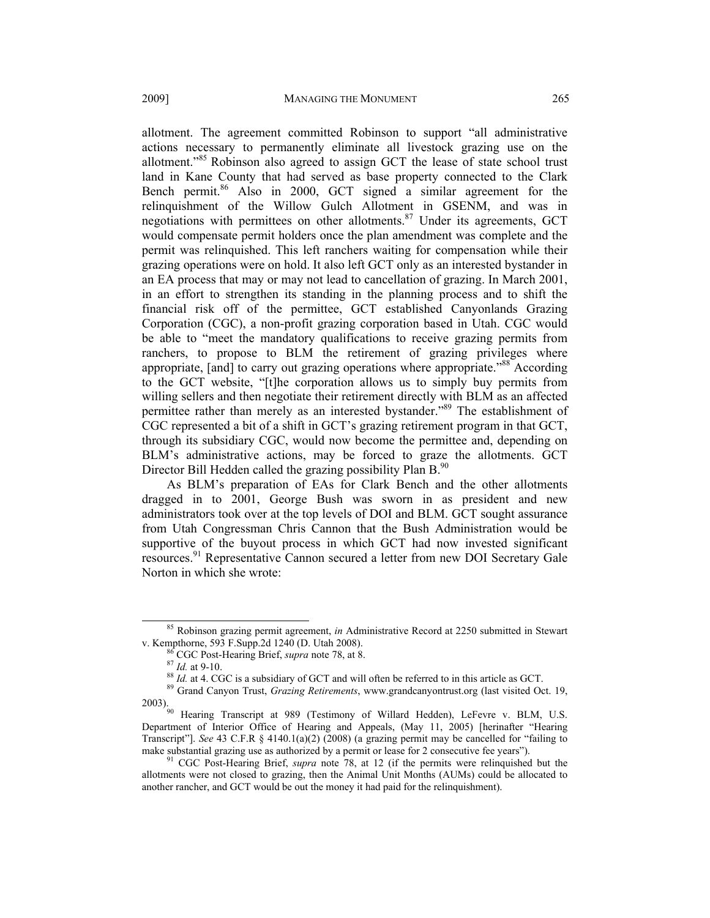allotment. The agreement committed Robinson to support "all administrative actions necessary to permanently eliminate all livestock grazing use on the allotment."[85] Robinson also agreed to assign GCT the lease of state school trust land in Kane County that had served as base property connected to the Clark Bench permit.[86] Also in 2000, GCT signed a similar agreement for the relinquishment of the Willow Gulch Allotment in GSENM, and was in negotiations with permittees on other allotments.[87] Under its agreements, GCT would compensate permit holders once the plan amendment was complete and the permit was relinquished. This left ranchers waiting for compensation while their grazing operations were on hold. It also left GCT only as an interested bystander in an EA process that may or may not lead to cancellation of grazing. In March 2001, in an effort to strengthen its standing in the planning process and to shift the financial risk off of the permittee, GCT established Canyonlands Grazing Corporation (CGC), a non-profit grazing corporation based in Utah. CGC would be able to "meet the mandatory qualifications to receive grazing permits from ranchers, to propose to BLM the retirement of grazing privileges where appropriate, [and] to carry out grazing operations where appropriate."[88] According to the GCT website, "[t]he corporation allows us to simply buy permits from willing sellers and then negotiate their retirement directly with BLM as an affected permittee rather than merely as an interested bystander."[89] The establishment of CGC represented a bit of a shift in GCT's grazing retirement program in that GCT, through its subsidiary CGC, would now become the permittee and, depending on BLM's administrative actions, may be forced to graze the allotments. GCT Director Bill Hedden called the grazing possibility Plan B.[90]

As BLM's preparation of EAs for Clark Bench and the other allotments dragged in to 2001, George Bush was sworn in as president and new administrators took over at the top levels of DOI and BLM. GCT sought assurance from Utah Congressman Chris Cannon that the Bush Administration would be supportive of the buyout process in which GCT had now invested significant resources.[91] Representative Cannon secured a letter from new DOI Secretary Gale Norton in which she wrote:

---

[85] Robinson grazing permit agreement, *in* Administrative Record at 2250 submitted in Stewart v. Kempthorne, 593 F.Supp.2d 1240 (D. Utah 2008).

[86] CGC Post-Hearing Brief, *supra* note 78, at 8.

[87] *Id.* at 9-10.

[88] *Id.* at 4. CGC is a subsidiary of GCT and will often be referred to in this article as GCT.

[89] Grand Canyon Trust, *Grazing Retirements*, www.grandcanyontrust.org (last visited Oct. 19, 2003).

[90] Hearing Transcript at 989 (Testimony of Willard Hedden), LeFevre v. BLM, U.S. Department of Interior Office of Hearing and Appeals, (May 11, 2005) [herinafter "Hearing Transcript"]. *See* 43 C.F.R § 4140.1(a)(2) (2008) (a grazing permit may be cancelled for "failing to make substantial grazing use as authorized by a permit or lease for 2 consecutive fee years").

[91] CGC Post-Hearing Brief, *supra* note 78, at 12 (if the permits were relinquished but the allotments were not closed to grazing, then the Animal Unit Months (AUMs) could be allocated to another rancher, and GCT would be out the money it had paid for the relinquishment).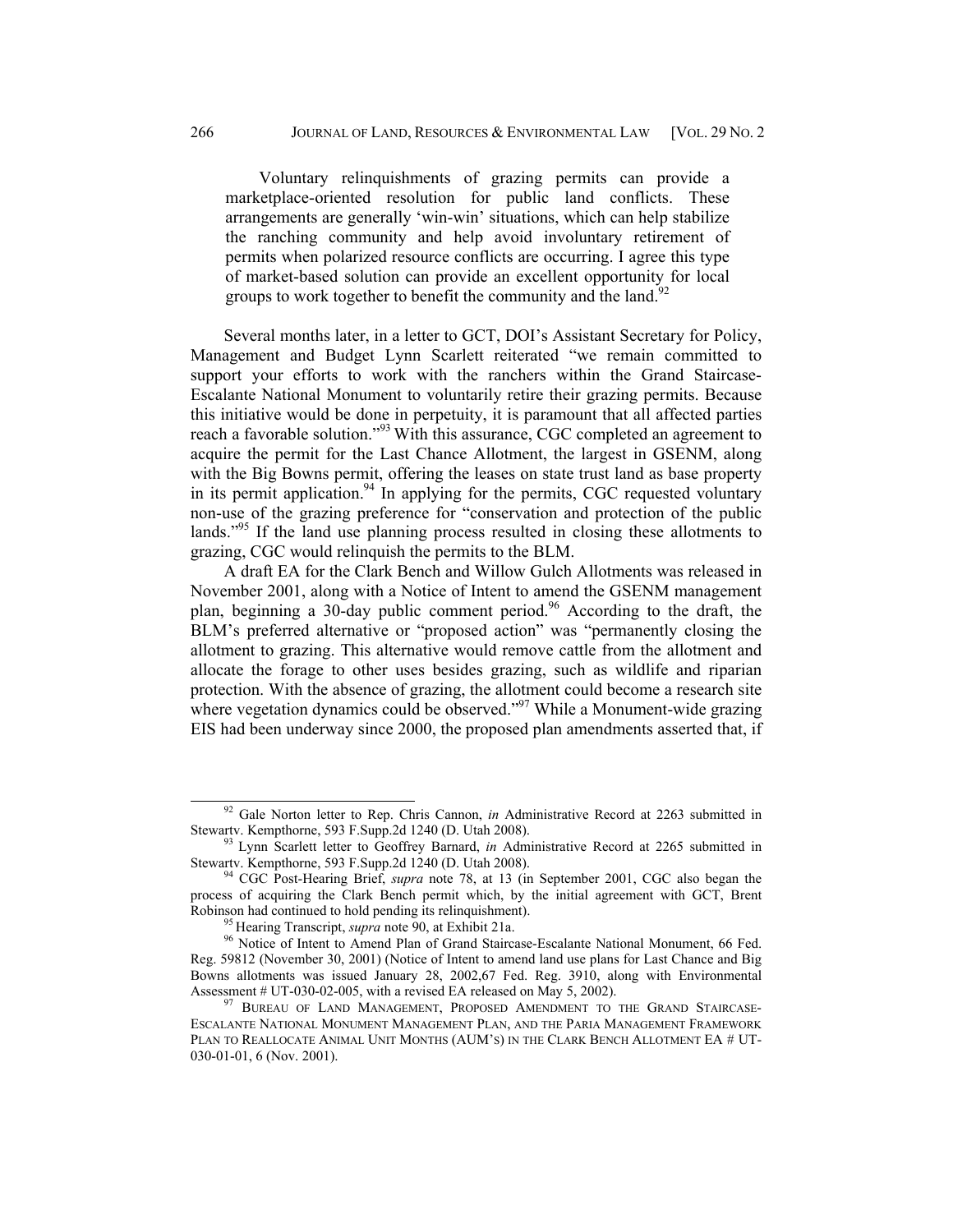> Voluntary relinquishments of grazing permits can provide a marketplace-oriented resolution for public land conflicts. These arrangements are generally 'win-win' situations, which can help stabilize the ranching community and help avoid involuntary retirement of permits when polarized resource conflicts are occurring. I agree this type of market-based solution can provide an excellent opportunity for local groups to work together to benefit the community and the land.[92]

Several months later, in a letter to GCT, DOI's Assistant Secretary for Policy, Management and Budget Lynn Scarlett reiterated "we remain committed to support your efforts to work with the ranchers within the Grand Staircase-Escalante National Monument to voluntarily retire their grazing permits. Because this initiative would be done in perpetuity, it is paramount that all affected parties reach a favorable solution."[93] With this assurance, CGC completed an agreement to acquire the permit for the Last Chance Allotment, the largest in GSENM, along with the Big Bowns permit, offering the leases on state trust land as base property in its permit application.[94] In applying for the permits, CGC requested voluntary non-use of the grazing preference for "conservation and protection of the public lands."[95] If the land use planning process resulted in closing these allotments to grazing, CGC would relinquish the permits to the BLM.

A draft EA for the Clark Bench and Willow Gulch Allotments was released in November 2001, along with a Notice of Intent to amend the GSENM management plan, beginning a 30-day public comment period.[96] According to the draft, the BLM's preferred alternative or "proposed action" was "permanently closing the allotment to grazing. This alternative would remove cattle from the allotment and allocate the forage to other uses besides grazing, such as wildlife and riparian protection. With the absence of grazing, the allotment could become a research site where vegetation dynamics could be observed."[97] While a Monument-wide grazing EIS had been underway since 2000, the proposed plan amendments asserted that, if

---

[92] Gale Norton letter to Rep. Chris Cannon, *in* Administrative Record at 2263 submitted in Stewartv. Kempthorne, 593 F.Supp.2d 1240 (D. Utah 2008).

[93] Lynn Scarlett letter to Geoffrey Barnard, *in* Administrative Record at 2265 submitted in Stewartv. Kempthorne, 593 F.Supp.2d 1240 (D. Utah 2008).

[94] CGC Post-Hearing Brief, *supra* note 78, at 13 (in September 2001, CGC also began the process of acquiring the Clark Bench permit which, by the initial agreement with GCT, Brent Robinson had continued to hold pending its relinquishment).

[95] Hearing Transcript, *supra* note 90, at Exhibit 21a.

[96] Notice of Intent to Amend Plan of Grand Staircase-Escalante National Monument, 66 Fed. Reg. 59812 (November 30, 2001) (Notice of Intent to amend land use plans for Last Chance and Big Bowns allotments was issued January 28, 2002,67 Fed. Reg. 3910, along with Environmental Assessment # UT-030-02-005, with a revised EA released on May 5, 2002).

[97] BUREAU OF LAND MANAGEMENT, PROPOSED AMENDMENT TO THE GRAND STAIRCASE-ESCALANTE NATIONAL MONUMENT MANAGEMENT PLAN, AND THE PARIA MANAGEMENT FRAMEWORK PLAN TO REALLOCATE ANIMAL UNIT MONTHS (AUM'S) IN THE CLARK BENCH ALLOTMENT EA # UT-030-01-01, 6 (Nov. 2001).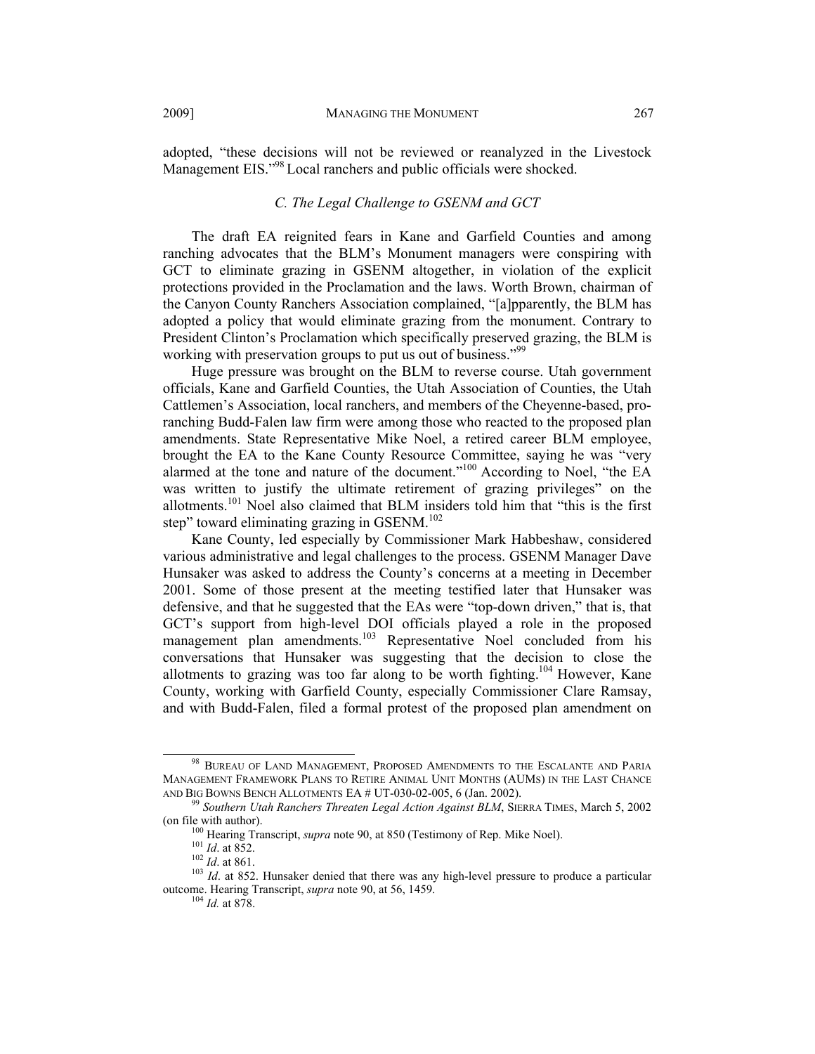adopted, "these decisions will not be reviewed or reanalyzed in the Livestock Management EIS."[98] Local ranchers and public officials were shocked.

### *C. The Legal Challenge to GSENM and GCT*

The draft EA reignited fears in Kane and Garfield Counties and among ranching advocates that the BLM's Monument managers were conspiring with GCT to eliminate grazing in GSENM altogether, in violation of the explicit protections provided in the Proclamation and the laws. Worth Brown, chairman of the Canyon County Ranchers Association complained, "[a]pparently, the BLM has adopted a policy that would eliminate grazing from the monument. Contrary to President Clinton's Proclamation which specifically preserved grazing, the BLM is working with preservation groups to put us out of business."[99]

Huge pressure was brought on the BLM to reverse course. Utah government officials, Kane and Garfield Counties, the Utah Association of Counties, the Utah Cattlemen's Association, local ranchers, and members of the Cheyenne-based, pro-ranching Budd-Falen law firm were among those who reacted to the proposed plan amendments. State Representative Mike Noel, a retired career BLM employee, brought the EA to the Kane County Resource Committee, saying he was "very alarmed at the tone and nature of the document."[100] According to Noel, "the EA was written to justify the ultimate retirement of grazing privileges" on the allotments.[101] Noel also claimed that BLM insiders told him that "this is the first step" toward eliminating grazing in GSENM.[102]

Kane County, led especially by Commissioner Mark Habbeshaw, considered various administrative and legal challenges to the process. GSENM Manager Dave Hunsaker was asked to address the County's concerns at a meeting in December 2001. Some of those present at the meeting testified later that Hunsaker was defensive, and that he suggested that the EAs were "top-down driven," that is, that GCT's support from high-level DOI officials played a role in the proposed management plan amendments.[103] Representative Noel concluded from his conversations that Hunsaker was suggesting that the decision to close the allotments to grazing was too far along to be worth fighting.[104] However, Kane County, working with Garfield County, especially Commissioner Clare Ramsay, and with Budd-Falen, filed a formal protest of the proposed plan amendment on

---

[98] BUREAU OF LAND MANAGEMENT, PROPOSED AMENDMENTS TO THE ESCALANTE AND PARIA MANAGEMENT FRAMEWORK PLANS TO RETIRE ANIMAL UNIT MONTHS (AUMS) IN THE LAST CHANCE AND BIG BOWNS BENCH ALLOTMENTS EA # UT-030-02-005, 6 (Jan. 2002).

[99] *Southern Utah Ranchers Threaten Legal Action Against BLM*, SIERRA TIMES, March 5, 2002 (on file with author).

[100] Hearing Transcript, *supra* note 90, at 850 (Testimony of Rep. Mike Noel).

[101] *Id*. at 852.

[102] *Id*. at 861.

[103] *Id*. at 852. Hunsaker denied that there was any high-level pressure to produce a particular outcome. Hearing Transcript, *supra* note 90, at 56, 1459.

[104] *Id.* at 878.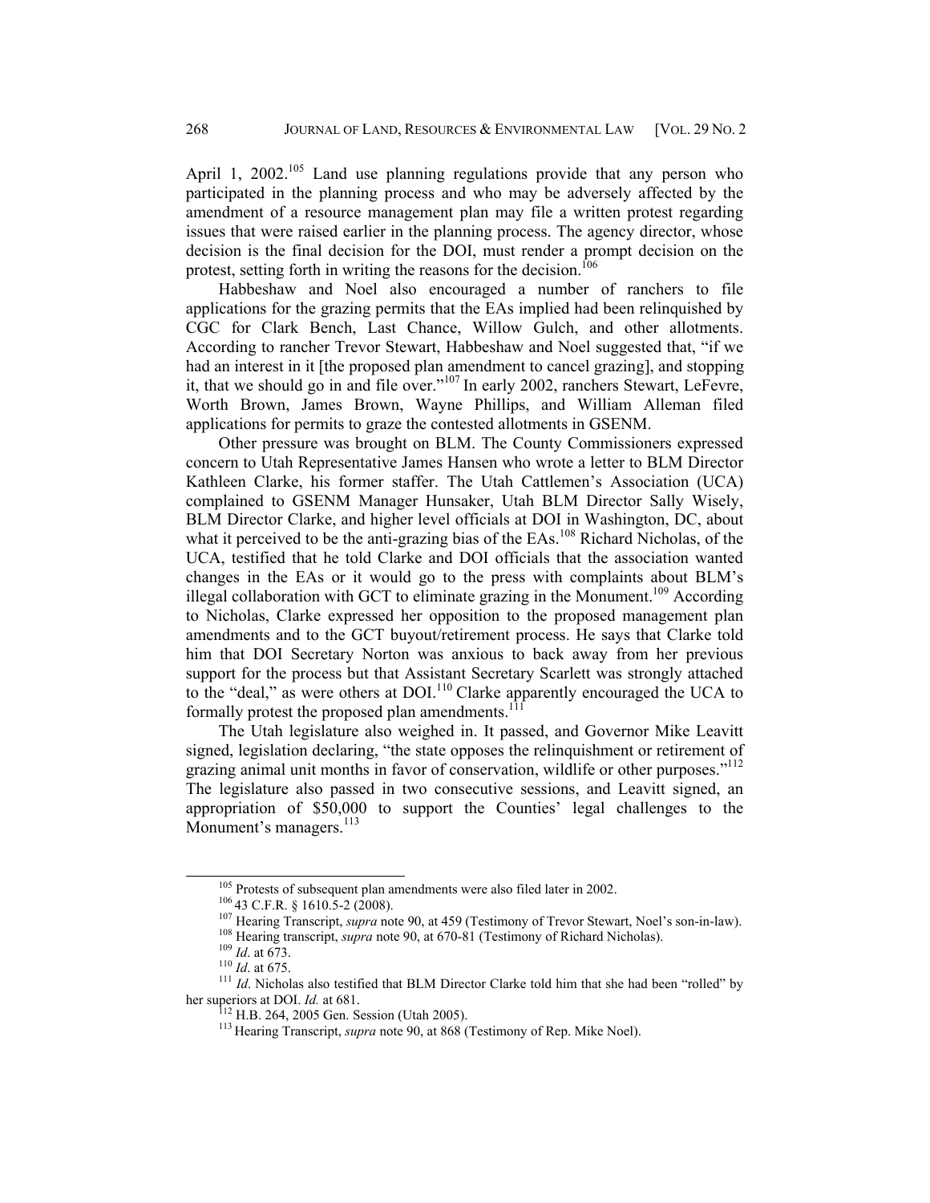April 1, 2002.[105] Land use planning regulations provide that any person who participated in the planning process and who may be adversely affected by the amendment of a resource management plan may file a written protest regarding issues that were raised earlier in the planning process. The agency director, whose decision is the final decision for the DOI, must render a prompt decision on the protest, setting forth in writing the reasons for the decision.[106]

Habbeshaw and Noel also encouraged a number of ranchers to file applications for the grazing permits that the EAs implied had been relinquished by CGC for Clark Bench, Last Chance, Willow Gulch, and other allotments. According to rancher Trevor Stewart, Habbeshaw and Noel suggested that, "if we had an interest in it [the proposed plan amendment to cancel grazing], and stopping it, that we should go in and file over."[107] In early 2002, ranchers Stewart, LeFevre, Worth Brown, James Brown, Wayne Phillips, and William Alleman filed applications for permits to graze the contested allotments in GSENM.

Other pressure was brought on BLM. The County Commissioners expressed concern to Utah Representative James Hansen who wrote a letter to BLM Director Kathleen Clarke, his former staffer. The Utah Cattlemen's Association (UCA) complained to GSENM Manager Hunsaker, Utah BLM Director Sally Wisely, BLM Director Clarke, and higher level officials at DOI in Washington, DC, about what it perceived to be the anti-grazing bias of the EAs.[108] Richard Nicholas, of the UCA, testified that he told Clarke and DOI officials that the association wanted changes in the EAs or it would go to the press with complaints about BLM's illegal collaboration with GCT to eliminate grazing in the Monument.[109] According to Nicholas, Clarke expressed her opposition to the proposed management plan amendments and to the GCT buyout/retirement process. He says that Clarke told him that DOI Secretary Norton was anxious to back away from her previous support for the process but that Assistant Secretary Scarlett was strongly attached to the "deal," as were others at DOI.[110] Clarke apparently encouraged the UCA to formally protest the proposed plan amendments.[111]

The Utah legislature also weighed in. It passed, and Governor Mike Leavitt signed, legislation declaring, "the state opposes the relinquishment or retirement of grazing animal unit months in favor of conservation, wildlife or other purposes."[112] The legislature also passed in two consecutive sessions, and Leavitt signed, an appropriation of $50,000 to support the Counties' legal challenges to the Monument's managers.[113]

---

[105] Protests of subsequent plan amendments were also filed later in 2002.

[106] 43 C.F.R. § 1610.5-2 (2008).

[107] Hearing Transcript, *supra* note 90, at 459 (Testimony of Trevor Stewart, Noel's son-in-law).

[108] Hearing transcript, *supra* note 90, at 670-81 (Testimony of Richard Nicholas).

[109] *Id*. at 673.

[110] *Id*. at 675.

[111] *Id*. Nicholas also testified that BLM Director Clarke told him that she had been "rolled" by her superiors at DOI. *Id.* at 681.

[112] H.B. 264, 2005 Gen. Session (Utah 2005).

[113] Hearing Transcript, *supra* note 90, at 868 (Testimony of Rep. Mike Noel).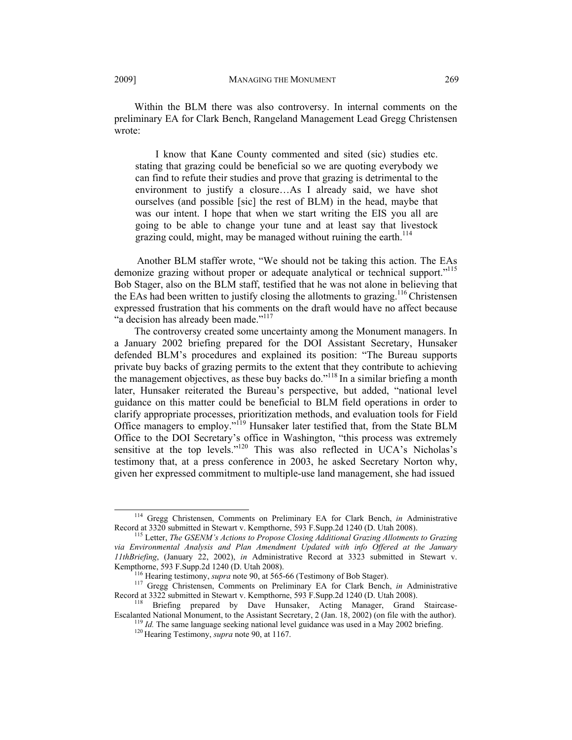Within the BLM there was also controversy. In internal comments on the preliminary EA for Clark Bench, Rangeland Management Lead Gregg Christensen wrote:

> I know that Kane County commented and sited (sic) studies etc. stating that grazing could be beneficial so we are quoting everybody we can find to refute their studies and prove that grazing is detrimental to the environment to justify a closure…As I already said, we have shot ourselves (and possible [sic] the rest of BLM) in the head, maybe that was our intent. I hope that when we start writing the EIS you all are going to be able to change your tune and at least say that livestock grazing could, might, may be managed without ruining the earth.[114]

Another BLM staffer wrote, "We should not be taking this action. The EAs demonize grazing without proper or adequate analytical or technical support."[115] Bob Stager, also on the BLM staff, testified that he was not alone in believing that the EAs had been written to justify closing the allotments to grazing.[116] Christensen expressed frustration that his comments on the draft would have no affect because "a decision has already been made."[117]

The controversy created some uncertainty among the Monument managers. In a January 2002 briefing prepared for the DOI Assistant Secretary, Hunsaker defended BLM's procedures and explained its position: "The Bureau supports private buy backs of grazing permits to the extent that they contribute to achieving the management objectives, as these buy backs do."[118] In a similar briefing a month later, Hunsaker reiterated the Bureau's perspective, but added, "national level guidance on this matter could be beneficial to BLM field operations in order to clarify appropriate processes, prioritization methods, and evaluation tools for Field Office managers to employ."[119] Hunsaker later testified that, from the State BLM Office to the DOI Secretary's office in Washington, "this process was extremely sensitive at the top levels."[120] This was also reflected in UCA's Nicholas's testimony that, at a press conference in 2003, he asked Secretary Norton why, given her expressed commitment to multiple-use land management, she had issued

---

[114] Gregg Christensen, Comments on Preliminary EA for Clark Bench, *in* Administrative Record at 3320 submitted in Stewart v. Kempthorne, 593 F.Supp.2d 1240 (D. Utah 2008).

[115] Letter, *The GSENM's Actions to Propose Closing Additional Grazing Allotments to Grazing via Environmental Analysis and Plan Amendment Updated with info Offered at the January 11thBriefing*, (January 22, 2002), *in* Administrative Record at 3323 submitted in Stewart v. Kempthorne, 593 F.Supp.2d 1240 (D. Utah 2008).

[116] Hearing testimony, *supra* note 90, at 565-66 (Testimony of Bob Stager).

[117] Gregg Christensen, Comments on Preliminary EA for Clark Bench, *in* Administrative Record at 3322 submitted in Stewart v. Kempthorne, 593 F.Supp.2d 1240 (D. Utah 2008).

[118] Briefing prepared by Dave Hunsaker, Acting Manager, Grand Staircase-Escalanted National Monument, to the Assistant Secretary, 2 (Jan. 18, 2002) (on file with the author).

[119] *Id.* The same language seeking national level guidance was used in a May 2002 briefing.

[120] Hearing Testimony, *supra* note 90, at 1167.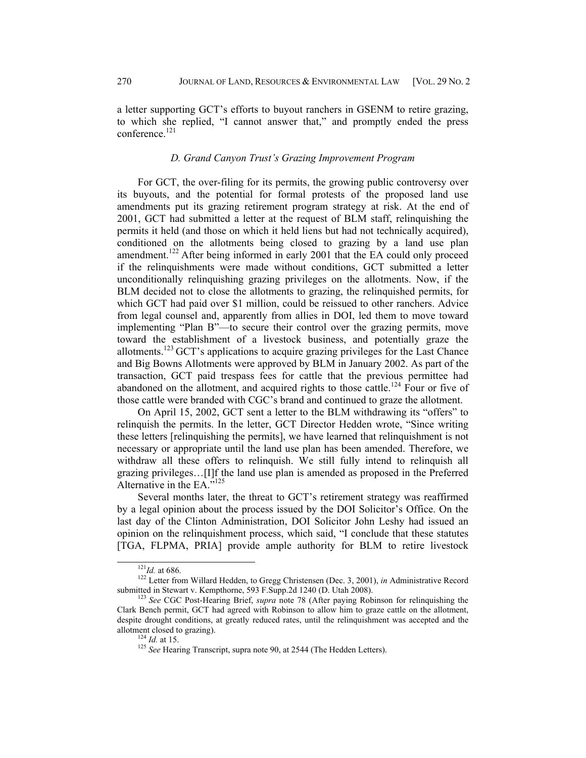a letter supporting GCT's efforts to buyout ranchers in GSENM to retire grazing, to which she replied, "I cannot answer that," and promptly ended the press conference.[121]

### *D. Grand Canyon Trust's Grazing Improvement Program*

For GCT, the over-filing for its permits, the growing public controversy over its buyouts, and the potential for formal protests of the proposed land use amendments put its grazing retirement program strategy at risk. At the end of 2001, GCT had submitted a letter at the request of BLM staff, relinquishing the permits it held (and those on which it held liens but had not technically acquired), conditioned on the allotments being closed to grazing by a land use plan amendment.[122] After being informed in early 2001 that the EA could only proceed if the relinquishments were made without conditions, GCT submitted a letter unconditionally relinquishing grazing privileges on the allotments. Now, if the BLM decided not to close the allotments to grazing, the relinquished permits, for which GCT had paid over $1 million, could be reissued to other ranchers. Advice from legal counsel and, apparently from allies in DOI, led them to move toward implementing "Plan B"—to secure their control over the grazing permits, move toward the establishment of a livestock business, and potentially graze the allotments.[123] GCT's applications to acquire grazing privileges for the Last Chance and Big Bowns Allotments were approved by BLM in January 2002. As part of the transaction, GCT paid trespass fees for cattle that the previous permittee had abandoned on the allotment, and acquired rights to those cattle.[124] Four or five of those cattle were branded with CGC's brand and continued to graze the allotment.

On April 15, 2002, GCT sent a letter to the BLM withdrawing its "offers" to relinquish the permits. In the letter, GCT Director Hedden wrote, "Since writing these letters [relinquishing the permits], we have learned that relinquishment is not necessary or appropriate until the land use plan has been amended. Therefore, we withdraw all these offers to relinquish. We still fully intend to relinquish all grazing privileges…[I]f the land use plan is amended as proposed in the Preferred Alternative in the EA."[125]

Several months later, the threat to GCT's retirement strategy was reaffirmed by a legal opinion about the process issued by the DOI Solicitor's Office. On the last day of the Clinton Administration, DOI Solicitor John Leshy had issued an opinion on the relinquishment process, which said, "I conclude that these statutes [TGA, FLPMA, PRIA] provide ample authority for BLM to retire livestock

---

[121] *Id.* at 686.

[122] Letter from Willard Hedden, to Gregg Christensen (Dec. 3, 2001), *in* Administrative Record submitted in Stewart v. Kempthorne, 593 F.Supp.2d 1240 (D. Utah 2008).

[123] *See* CGC Post-Hearing Brief, *supra* note 78 (After paying Robinson for relinquishing the Clark Bench permit, GCT had agreed with Robinson to allow him to graze cattle on the allotment, despite drought conditions, at greatly reduced rates, until the relinquishment was accepted and the allotment closed to grazing).

[124] *Id.* at 15.

[125] *See* Hearing Transcript, supra note 90, at 2544 (The Hedden Letters).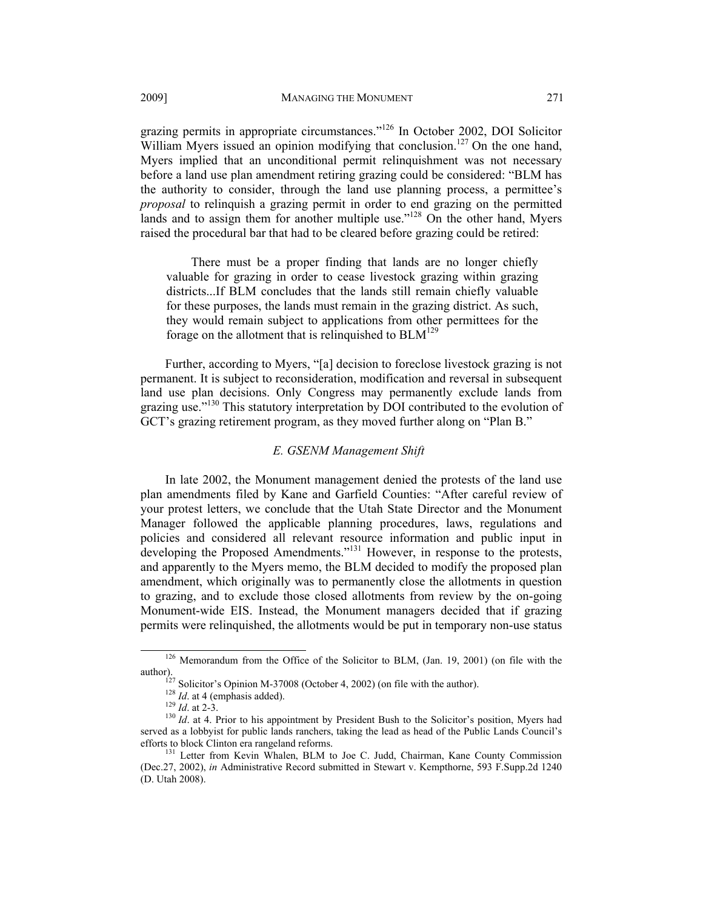grazing permits in appropriate circumstances."[126] In October 2002, DOI Solicitor William Myers issued an opinion modifying that conclusion.[127] On the one hand, Myers implied that an unconditional permit relinquishment was not necessary before a land use plan amendment retiring grazing could be considered: "BLM has the authority to consider, through the land use planning process, a permittee's *proposal* to relinquish a grazing permit in order to end grazing on the permitted lands and to assign them for another multiple use."[128] On the other hand, Myers raised the procedural bar that had to be cleared before grazing could be retired:

> There must be a proper finding that lands are no longer chiefly valuable for grazing in order to cease livestock grazing within grazing districts...If BLM concludes that the lands still remain chiefly valuable for these purposes, the lands must remain in the grazing district. As such, they would remain subject to applications from other permittees for the forage on the allotment that is relinquished to BLM[129]

Further, according to Myers, "[a] decision to foreclose livestock grazing is not permanent. It is subject to reconsideration, modification and reversal in subsequent land use plan decisions. Only Congress may permanently exclude lands from grazing use."[130] This statutory interpretation by DOI contributed to the evolution of GCT's grazing retirement program, as they moved further along on "Plan B."

### *E. GSENM Management Shift*

In late 2002, the Monument management denied the protests of the land use plan amendments filed by Kane and Garfield Counties: "After careful review of your protest letters, we conclude that the Utah State Director and the Monument Manager followed the applicable planning procedures, laws, regulations and policies and considered all relevant resource information and public input in developing the Proposed Amendments."[131] However, in response to the protests, and apparently to the Myers memo, the BLM decided to modify the proposed plan amendment, which originally was to permanently close the allotments in question to grazing, and to exclude those closed allotments from review by the on-going Monument-wide EIS. Instead, the Monument managers decided that if grazing permits were relinquished, the allotments would be put in temporary non-use status

---

[126] Memorandum from the Office of the Solicitor to BLM, (Jan. 19, 2001) (on file with the author).

[127] Solicitor's Opinion M-37008 (October 4, 2002) (on file with the author).

[128] *Id*. at 4 (emphasis added).

[129] *Id*. at 2-3.

[130] *Id*. at 4. Prior to his appointment by President Bush to the Solicitor's position, Myers had served as a lobbyist for public lands ranchers, taking the lead as head of the Public Lands Council's efforts to block Clinton era rangeland reforms.

[131] Letter from Kevin Whalen, BLM to Joe C. Judd, Chairman, Kane County Commission (Dec.27, 2002), *in* Administrative Record submitted in Stewart v. Kempthorne, 593 F.Supp.2d 1240 (D. Utah 2008).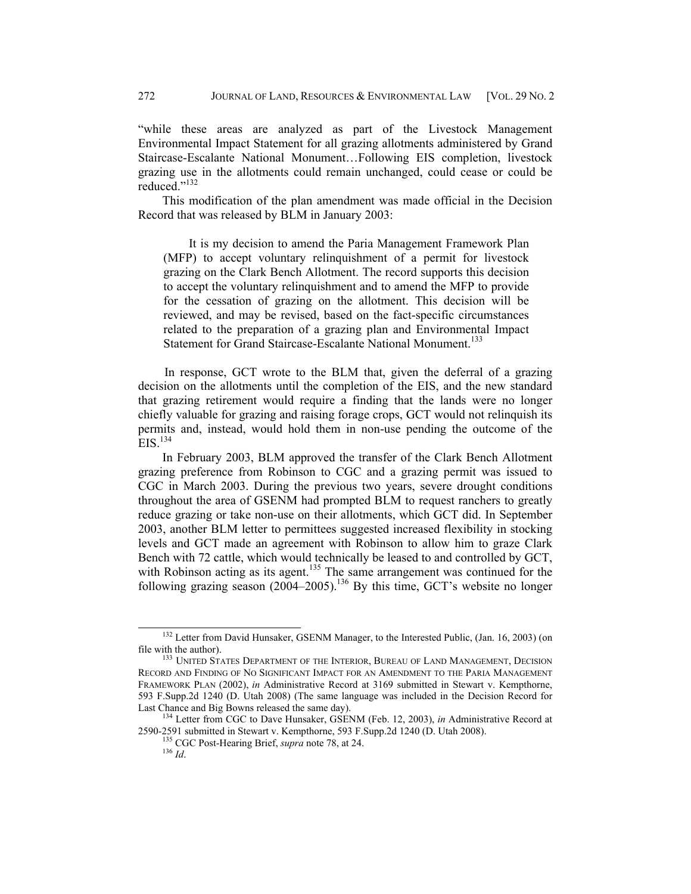"while these areas are analyzed as part of the Livestock Management Environmental Impact Statement for all grazing allotments administered by Grand Staircase-Escalante National Monument…Following EIS completion, livestock grazing use in the allotments could remain unchanged, could cease or could be reduced."[132]

This modification of the plan amendment was made official in the Decision Record that was released by BLM in January 2003:

> It is my decision to amend the Paria Management Framework Plan (MFP) to accept voluntary relinquishment of a permit for livestock grazing on the Clark Bench Allotment. The record supports this decision to accept the voluntary relinquishment and to amend the MFP to provide for the cessation of grazing on the allotment. This decision will be reviewed, and may be revised, based on the fact-specific circumstances related to the preparation of a grazing plan and Environmental Impact Statement for Grand Staircase-Escalante National Monument.[133]

In response, GCT wrote to the BLM that, given the deferral of a grazing decision on the allotments until the completion of the EIS, and the new standard that grazing retirement would require a finding that the lands were no longer chiefly valuable for grazing and raising forage crops, GCT would not relinquish its permits and, instead, would hold them in non-use pending the outcome of the EIS.[134]

In February 2003, BLM approved the transfer of the Clark Bench Allotment grazing preference from Robinson to CGC and a grazing permit was issued to CGC in March 2003. During the previous two years, severe drought conditions throughout the area of GSENM had prompted BLM to request ranchers to greatly reduce grazing or take non-use on their allotments, which GCT did. In September 2003, another BLM letter to permittees suggested increased flexibility in stocking levels and GCT made an agreement with Robinson to allow him to graze Clark Bench with 72 cattle, which would technically be leased to and controlled by GCT, with Robinson acting as its agent.[135] The same arrangement was continued for the following grazing season (2004–2005).[136] By this time, GCT's website no longer

---

[132] Letter from David Hunsaker, GSENM Manager, to the Interested Public, (Jan. 16, 2003) (on file with the author).

[133] UNITED STATES DEPARTMENT OF THE INTERIOR, BUREAU OF LAND MANAGEMENT, DECISION RECORD AND FINDING OF NO SIGNIFICANT IMPACT FOR AN AMENDMENT TO THE PARIA MANAGEMENT FRAMEWORK PLAN (2002), *in* Administrative Record at 3169 submitted in Stewart v. Kempthorne, 593 F.Supp.2d 1240 (D. Utah 2008) (The same language was included in the Decision Record for Last Chance and Big Bowns released the same day).

[134] Letter from CGC to Dave Hunsaker, GSENM (Feb. 12, 2003), *in* Administrative Record at 2590-2591 submitted in Stewart v. Kempthorne, 593 F.Supp.2d 1240 (D. Utah 2008).

[135] CGC Post-Hearing Brief, *supra* note 78, at 24.

[136] *Id*.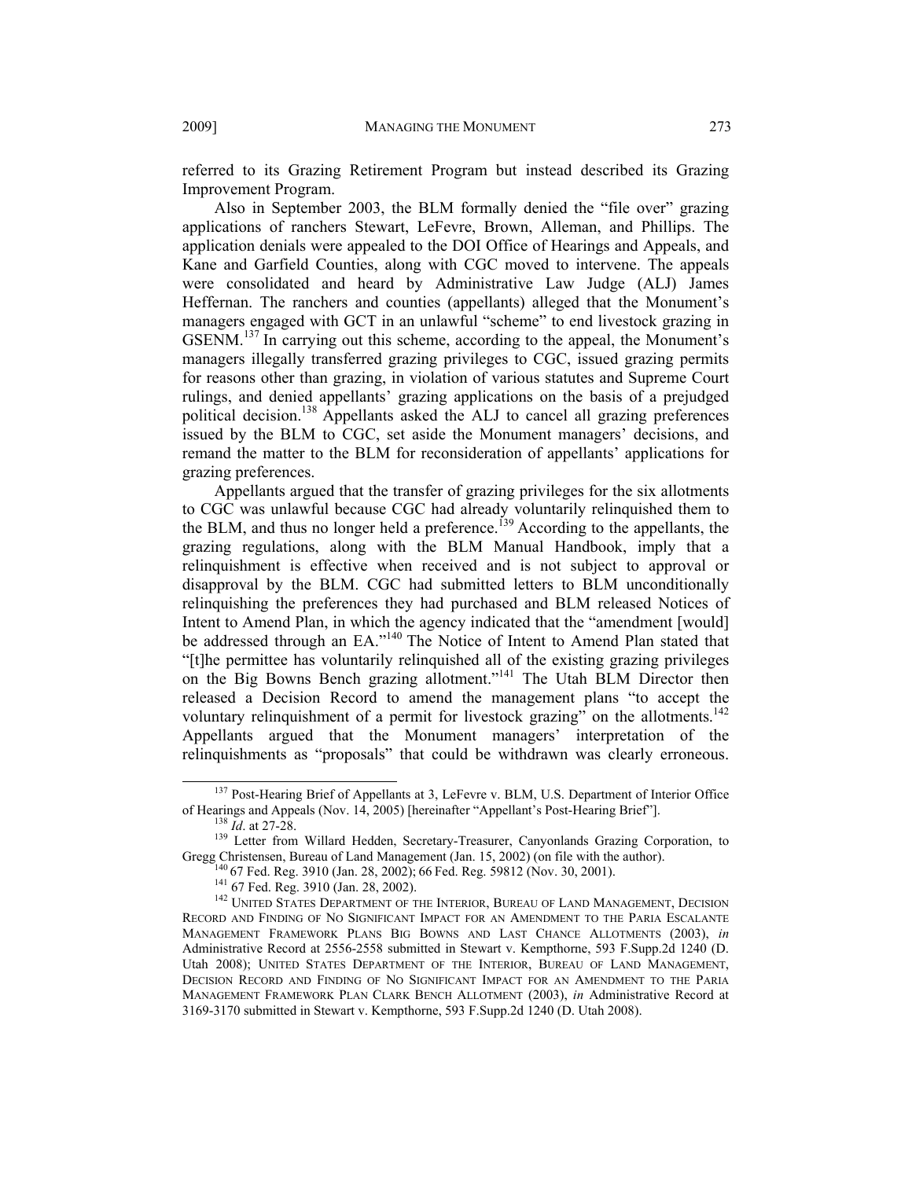referred to its Grazing Retirement Program but instead described its Grazing Improvement Program.

Also in September 2003, the BLM formally denied the "file over" grazing applications of ranchers Stewart, LeFevre, Brown, Alleman, and Phillips. The application denials were appealed to the DOI Office of Hearings and Appeals, and Kane and Garfield Counties, along with CGC moved to intervene. The appeals were consolidated and heard by Administrative Law Judge (ALJ) James Heffernan. The ranchers and counties (appellants) alleged that the Monument's managers engaged with GCT in an unlawful "scheme" to end livestock grazing in GSENM.[137] In carrying out this scheme, according to the appeal, the Monument's managers illegally transferred grazing privileges to CGC, issued grazing permits for reasons other than grazing, in violation of various statutes and Supreme Court rulings, and denied appellants' grazing applications on the basis of a prejudged political decision.[138] Appellants asked the ALJ to cancel all grazing preferences issued by the BLM to CGC, set aside the Monument managers' decisions, and remand the matter to the BLM for reconsideration of appellants' applications for grazing preferences.

Appellants argued that the transfer of grazing privileges for the six allotments to CGC was unlawful because CGC had already voluntarily relinquished them to the BLM, and thus no longer held a preference.[139] According to the appellants, the grazing regulations, along with the BLM Manual Handbook, imply that a relinquishment is effective when received and is not subject to approval or disapproval by the BLM. CGC had submitted letters to BLM unconditionally relinquishing the preferences they had purchased and BLM released Notices of Intent to Amend Plan, in which the agency indicated that the "amendment [would] be addressed through an EA."[140] The Notice of Intent to Amend Plan stated that "[t]he permittee has voluntarily relinquished all of the existing grazing privileges on the Big Bowns Bench grazing allotment."[141] The Utah BLM Director then released a Decision Record to amend the management plans "to accept the voluntary relinquishment of a permit for livestock grazing" on the allotments.[142] Appellants argued that the Monument managers' interpretation of the relinquishments as "proposals" that could be withdrawn was clearly erroneous.

---

[137] Post-Hearing Brief of Appellants at 3, LeFevre v. BLM, U.S. Department of Interior Office of Hearings and Appeals (Nov. 14, 2005) [hereinafter "Appellant's Post-Hearing Brief"].

[138] *Id*. at 27-28.

[139] Letter from Willard Hedden, Secretary-Treasurer, Canyonlands Grazing Corporation, to Gregg Christensen, Bureau of Land Management (Jan. 15, 2002) (on file with the author).

[140] 67 Fed. Reg. 3910 (Jan. 28, 2002); 66 Fed. Reg. 59812 (Nov. 30, 2001).

[141] 67 Fed. Reg. 3910 (Jan. 28, 2002).

[142] UNITED STATES DEPARTMENT OF THE INTERIOR, BUREAU OF LAND MANAGEMENT, DECISION RECORD AND FINDING OF NO SIGNIFICANT IMPACT FOR AN AMENDMENT TO THE PARIA ESCALANTE MANAGEMENT FRAMEWORK PLANS BIG BOWNS AND LAST CHANCE ALLOTMENTS (2003), *in* Administrative Record at 2556-2558 submitted in Stewart v. Kempthorne, 593 F.Supp.2d 1240 (D. Utah 2008); UNITED STATES DEPARTMENT OF THE INTERIOR, BUREAU OF LAND MANAGEMENT, DECISION RECORD AND FINDING OF NO SIGNIFICANT IMPACT FOR AN AMENDMENT TO THE PARIA MANAGEMENT FRAMEWORK PLAN CLARK BENCH ALLOTMENT (2003), *in* Administrative Record at 3169-3170 submitted in Stewart v. Kempthorne, 593 F.Supp.2d 1240 (D. Utah 2008).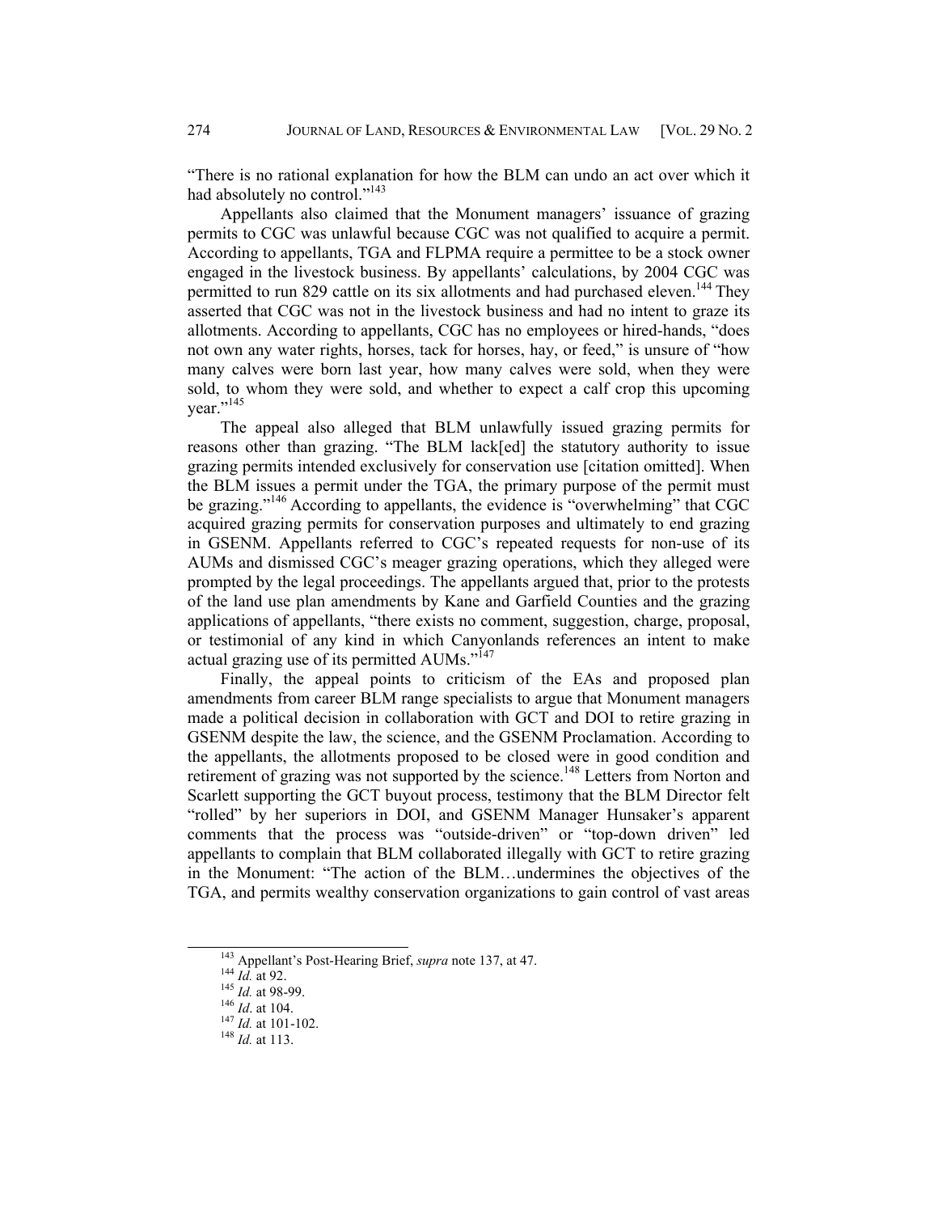"There is no rational explanation for how the BLM can undo an act over which it had absolutely no control."[143]

Appellants also claimed that the Monument managers' issuance of grazing permits to CGC was unlawful because CGC was not qualified to acquire a permit. According to appellants, TGA and FLPMA require a permittee to be a stock owner engaged in the livestock business. By appellants' calculations, by 2004 CGC was permitted to run 829 cattle on its six allotments and had purchased eleven.[144] They asserted that CGC was not in the livestock business and had no intent to graze its allotments. According to appellants, CGC has no employees or hired-hands, "does not own any water rights, horses, tack for horses, hay, or feed," is unsure of "how many calves were born last year, how many calves were sold, when they were sold, to whom they were sold, and whether to expect a calf crop this upcoming year."[145]

The appeal also alleged that BLM unlawfully issued grazing permits for reasons other than grazing. "The BLM lack[ed] the statutory authority to issue grazing permits intended exclusively for conservation use [citation omitted]. When the BLM issues a permit under the TGA, the primary purpose of the permit must be grazing."[146] According to appellants, the evidence is "overwhelming" that CGC acquired grazing permits for conservation purposes and ultimately to end grazing in GSENM. Appellants referred to CGC's repeated requests for non-use of its AUMs and dismissed CGC's meager grazing operations, which they alleged were prompted by the legal proceedings. The appellants argued that, prior to the protests of the land use plan amendments by Kane and Garfield Counties and the grazing applications of appellants, "there exists no comment, suggestion, charge, proposal, or testimonial of any kind in which Canyonlands references an intent to make actual grazing use of its permitted AUMs."[147]

Finally, the appeal points to criticism of the EAs and proposed plan amendments from career BLM range specialists to argue that Monument managers made a political decision in collaboration with GCT and DOI to retire grazing in GSENM despite the law, the science, and the GSENM Proclamation. According to the appellants, the allotments proposed to be closed were in good condition and retirement of grazing was not supported by the science.[148] Letters from Norton and Scarlett supporting the GCT buyout process, testimony that the BLM Director felt "rolled" by her superiors in DOI, and GSENM Manager Hunsaker's apparent comments that the process was "outside-driven" or "top-down driven" led appellants to complain that BLM collaborated illegally with GCT to retire grazing in the Monument: "The action of the BLM…undermines the objectives of the TGA, and permits wealthy conservation organizations to gain control of vast areas

---

[143] Appellant's Post-Hearing Brief, *supra* note 137, at 47.

[144] *Id.* at 92.

[145] *Id.* at 98-99.

[146] *Id*. at 104.

[147] *Id.* at 101-102.

[148] *Id.* at 113.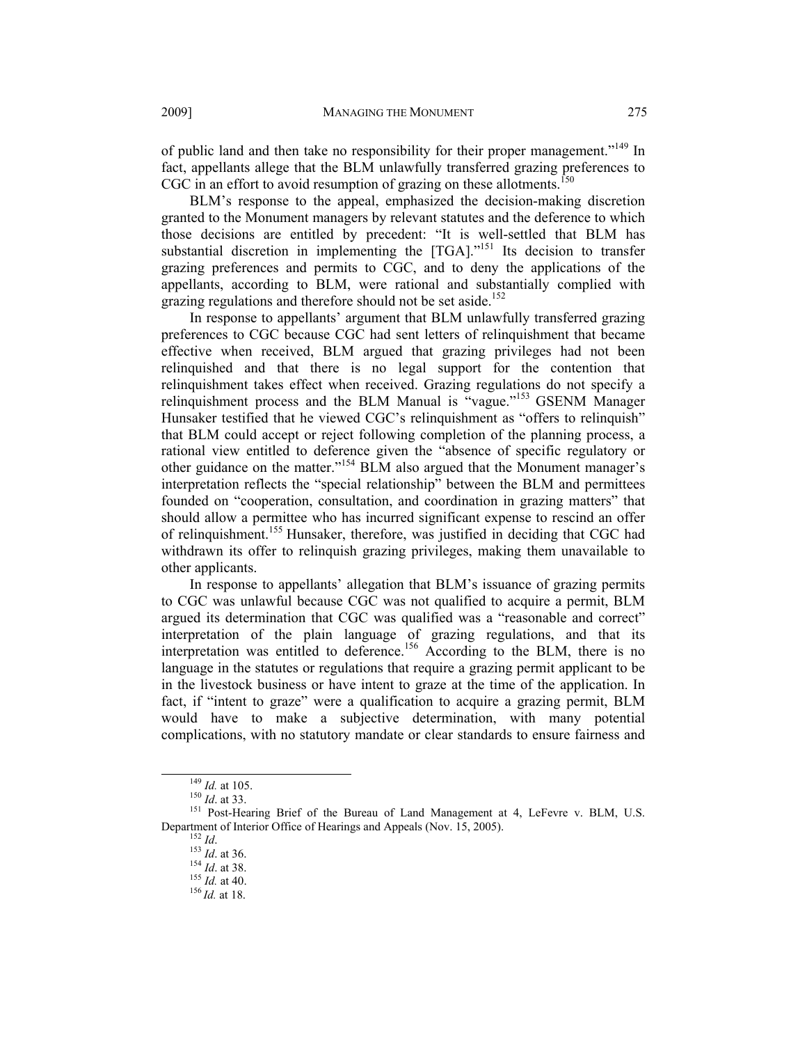of public land and then take no responsibility for their proper management."[149] In fact, appellants allege that the BLM unlawfully transferred grazing preferences to CGC in an effort to avoid resumption of grazing on these allotments.[150]

BLM's response to the appeal, emphasized the decision-making discretion granted to the Monument managers by relevant statutes and the deference to which those decisions are entitled by precedent: "It is well-settled that BLM has substantial discretion in implementing the [TGA]."[151] Its decision to transfer grazing preferences and permits to CGC, and to deny the applications of the appellants, according to BLM, were rational and substantially complied with grazing regulations and therefore should not be set aside.[152]

In response to appellants' argument that BLM unlawfully transferred grazing preferences to CGC because CGC had sent letters of relinquishment that became effective when received, BLM argued that grazing privileges had not been relinquished and that there is no legal support for the contention that relinquishment takes effect when received. Grazing regulations do not specify a relinquishment process and the BLM Manual is "vague."[153] GSENM Manager Hunsaker testified that he viewed CGC's relinquishment as "offers to relinquish" that BLM could accept or reject following completion of the planning process, a rational view entitled to deference given the "absence of specific regulatory or other guidance on the matter."[154] BLM also argued that the Monument manager's interpretation reflects the "special relationship" between the BLM and permittees founded on "cooperation, consultation, and coordination in grazing matters" that should allow a permittee who has incurred significant expense to rescind an offer of relinquishment.[155] Hunsaker, therefore, was justified in deciding that CGC had withdrawn its offer to relinquish grazing privileges, making them unavailable to other applicants.

In response to appellants' allegation that BLM's issuance of grazing permits to CGC was unlawful because CGC was not qualified to acquire a permit, BLM argued its determination that CGC was qualified was a "reasonable and correct" interpretation of the plain language of grazing regulations, and that its interpretation was entitled to deference.[156] According to the BLM, there is no language in the statutes or regulations that require a grazing permit applicant to be in the livestock business or have intent to graze at the time of the application. In fact, if "intent to graze" were a qualification to acquire a grazing permit, BLM would have to make a subjective determination, with many potential complications, with no statutory mandate or clear standards to ensure fairness and

---

[149] *Id.* at 105.

[150] *Id*. at 33.

[151] Post-Hearing Brief of the Bureau of Land Management at 4, LeFevre v. BLM, U.S. Department of Interior Office of Hearings and Appeals (Nov. 15, 2005).

[152] *Id*.

[153] *Id*. at 36.

[154] *Id*. at 38.

[155] *Id.* at 40.

[156] *Id.* at 18.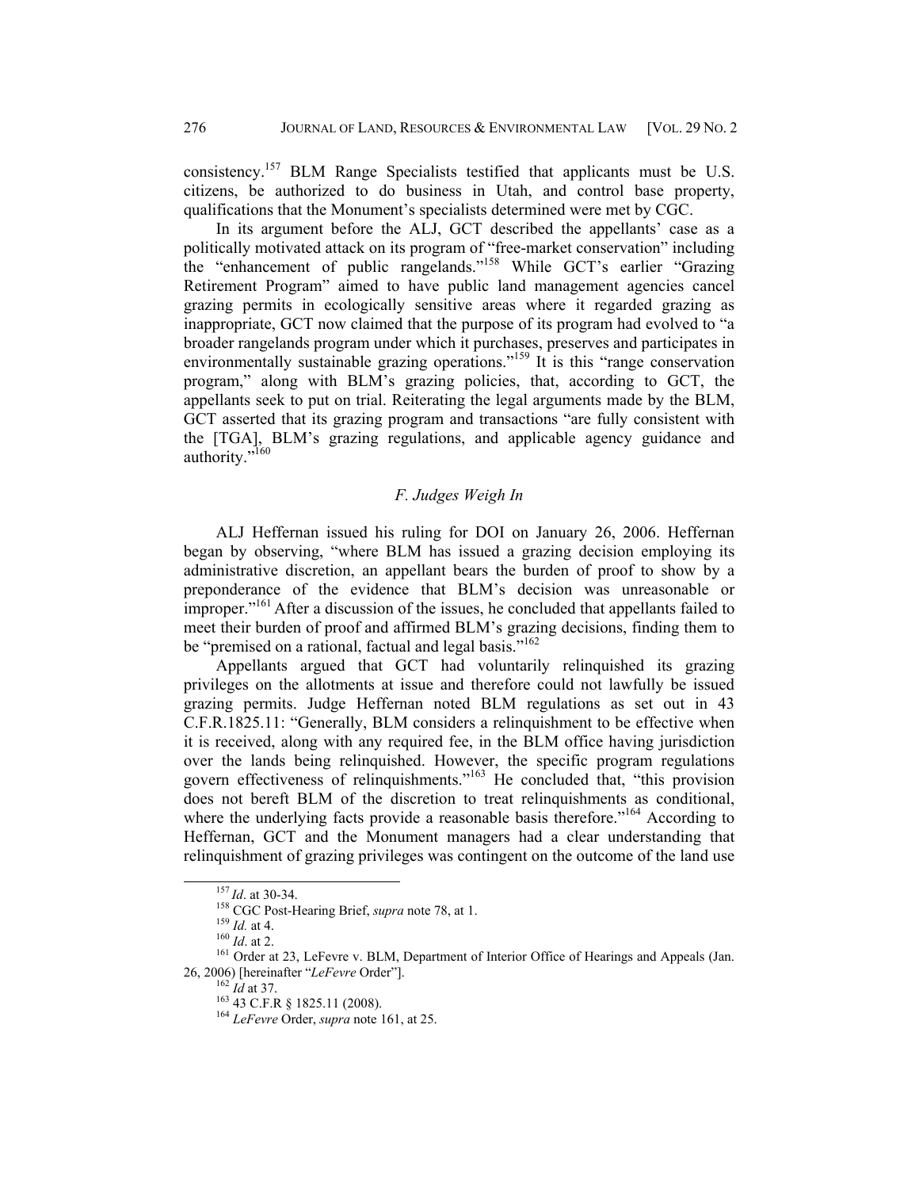consistency.[157] BLM Range Specialists testified that applicants must be U.S. citizens, be authorized to do business in Utah, and control base property, qualifications that the Monument's specialists determined were met by CGC.

In its argument before the ALJ, GCT described the appellants' case as a politically motivated attack on its program of "free-market conservation" including the "enhancement of public rangelands."[158] While GCT's earlier "Grazing Retirement Program" aimed to have public land management agencies cancel grazing permits in ecologically sensitive areas where it regarded grazing as inappropriate, GCT now claimed that the purpose of its program had evolved to "a broader rangelands program under which it purchases, preserves and participates in environmentally sustainable grazing operations."[159] It is this "range conservation program," along with BLM's grazing policies, that, according to GCT, the appellants seek to put on trial. Reiterating the legal arguments made by the BLM, GCT asserted that its grazing program and transactions "are fully consistent with the [TGA], BLM's grazing regulations, and applicable agency guidance and authority."[160]

### *F. Judges Weigh In*

ALJ Heffernan issued his ruling for DOI on January 26, 2006. Heffernan began by observing, "where BLM has issued a grazing decision employing its administrative discretion, an appellant bears the burden of proof to show by a preponderance of the evidence that BLM's decision was unreasonable or improper."[161] After a discussion of the issues, he concluded that appellants failed to meet their burden of proof and affirmed BLM's grazing decisions, finding them to be "premised on a rational, factual and legal basis."[162]

Appellants argued that GCT had voluntarily relinquished its grazing privileges on the allotments at issue and therefore could not lawfully be issued grazing permits. Judge Heffernan noted BLM regulations as set out in 43 C.F.R.1825.11: "Generally, BLM considers a relinquishment to be effective when it is received, along with any required fee, in the BLM office having jurisdiction over the lands being relinquished. However, the specific program regulations govern effectiveness of relinquishments."[163] He concluded that, "this provision does not bereft BLM of the discretion to treat relinquishments as conditional, where the underlying facts provide a reasonable basis therefore."[164] According to Heffernan, GCT and the Monument managers had a clear understanding that relinquishment of grazing privileges was contingent on the outcome of the land use

---

[157] *Id*. at 30-34.

[158] CGC Post-Hearing Brief, *supra* note 78, at 1.

[159] *Id.* at 4.

[160] *Id*. at 2.

[161] Order at 23, LeFevre v. BLM, Department of Interior Office of Hearings and Appeals (Jan. 26, 2006) [hereinafter "*LeFevre* Order"].

[162] *Id* at 37.

[163] 43 C.F.R § 1825.11 (2008).

[164] *LeFevre* Order, *supra* note 161, at 25.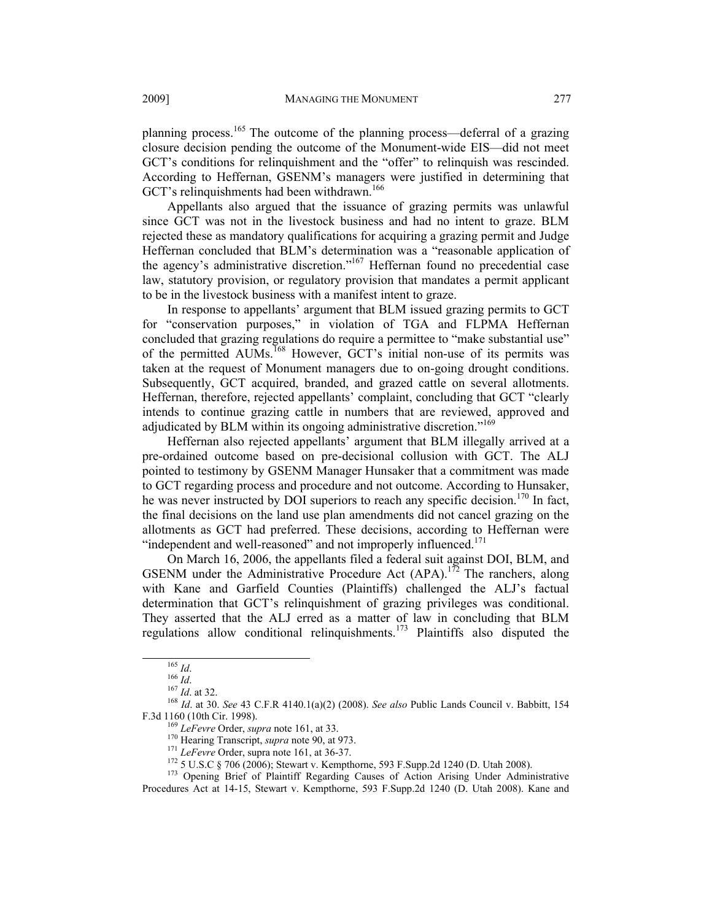planning process.[165] The outcome of the planning process—deferral of a grazing closure decision pending the outcome of the Monument-wide EIS—did not meet GCT's conditions for relinquishment and the "offer" to relinquish was rescinded. According to Heffernan, GSENM's managers were justified in determining that GCT's relinquishments had been withdrawn.[166]

Appellants also argued that the issuance of grazing permits was unlawful since GCT was not in the livestock business and had no intent to graze. BLM rejected these as mandatory qualifications for acquiring a grazing permit and Judge Heffernan concluded that BLM's determination was a "reasonable application of the agency's administrative discretion."[167] Heffernan found no precedential case law, statutory provision, or regulatory provision that mandates a permit applicant to be in the livestock business with a manifest intent to graze.

In response to appellants' argument that BLM issued grazing permits to GCT for "conservation purposes," in violation of TGA and FLPMA Heffernan concluded that grazing regulations do require a permittee to "make substantial use" of the permitted AUMs.[168] However, GCT's initial non-use of its permits was taken at the request of Monument managers due to on-going drought conditions. Subsequently, GCT acquired, branded, and grazed cattle on several allotments. Heffernan, therefore, rejected appellants' complaint, concluding that GCT "clearly intends to continue grazing cattle in numbers that are reviewed, approved and adjudicated by BLM within its ongoing administrative discretion."[169]

Heffernan also rejected appellants' argument that BLM illegally arrived at a pre-ordained outcome based on pre-decisional collusion with GCT. The ALJ pointed to testimony by GSENM Manager Hunsaker that a commitment was made to GCT regarding process and procedure and not outcome. According to Hunsaker, he was never instructed by DOI superiors to reach any specific decision.[170] In fact, the final decisions on the land use plan amendments did not cancel grazing on the allotments as GCT had preferred. These decisions, according to Heffernan were "independent and well-reasoned" and not improperly influenced.[171]

On March 16, 2006, the appellants filed a federal suit against DOI, BLM, and GSENM under the Administrative Procedure Act (APA).[172] The ranchers, along with Kane and Garfield Counties (Plaintiffs) challenged the ALJ's factual determination that GCT's relinquishment of grazing privileges was conditional. They asserted that the ALJ erred as a matter of law in concluding that BLM regulations allow conditional relinquishments.[173] Plaintiffs also disputed the

---

[165] *Id*.

[166] *Id*.

[167] *Id*. at 32.

[168] *Id*. at 30. *See* 43 C.F.R 4140.1(a)(2) (2008). *See also* Public Lands Council v. Babbitt, 154 F.3d 1160 (10th Cir. 1998).

[169] *LeFevre* Order, *supra* note 161, at 33.

[170] Hearing Transcript, *supra* note 90, at 973.

[171] *LeFevre* Order, supra note 161, at 36-37.

[172] 5 U.S.C § 706 (2006); Stewart v. Kempthorne, 593 F.Supp.2d 1240 (D. Utah 2008).

[173] Opening Brief of Plaintiff Regarding Causes of Action Arising Under Administrative Procedures Act at 14-15, Stewart v. Kempthorne, 593 F.Supp.2d 1240 (D. Utah 2008). Kane and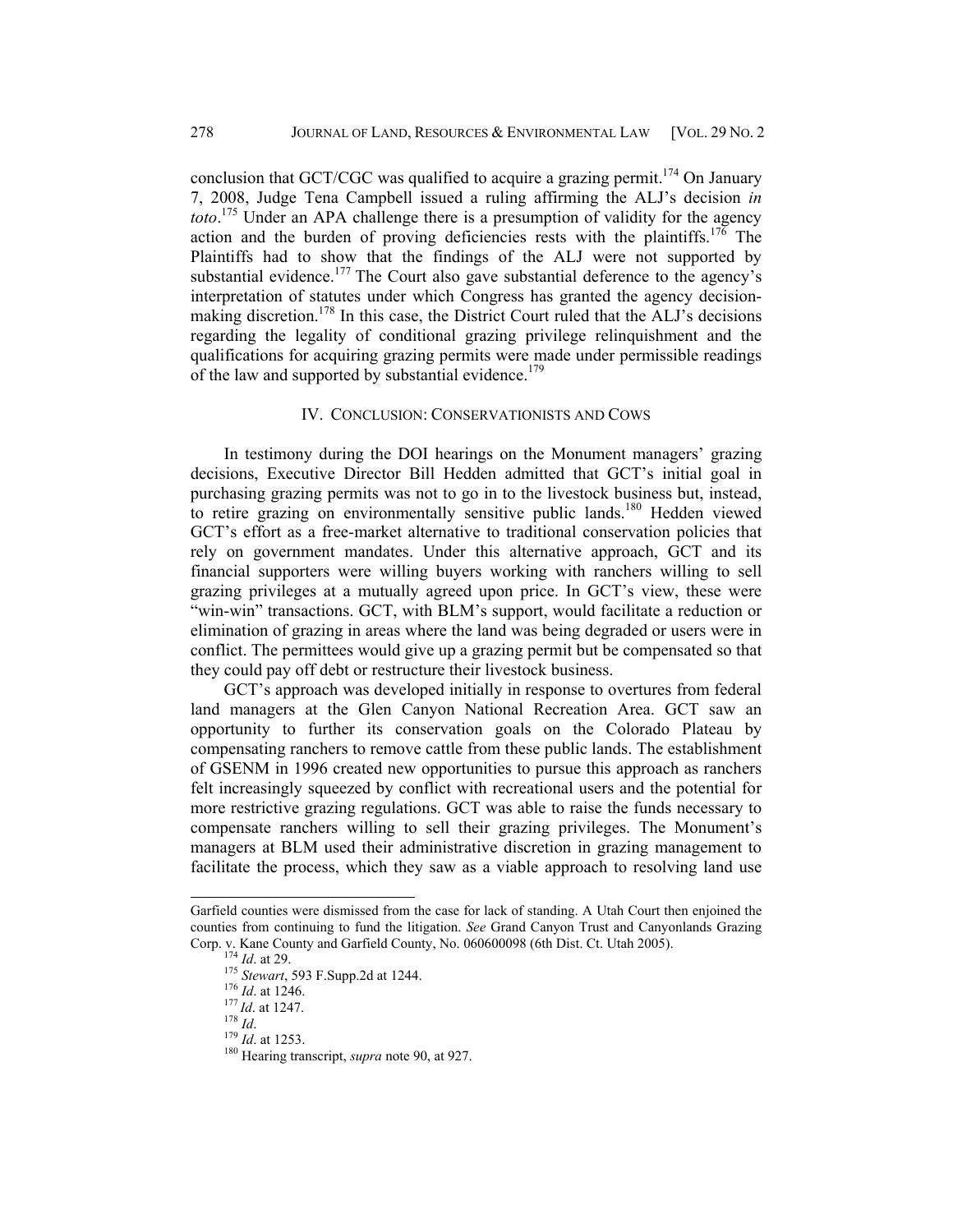conclusion that GCT/CGC was qualified to acquire a grazing permit.[174] On January 7, 2008, Judge Tena Campbell issued a ruling affirming the ALJ's decision *in toto*.[175] Under an APA challenge there is a presumption of validity for the agency action and the burden of proving deficiencies rests with the plaintiffs.[176] The Plaintiffs had to show that the findings of the ALJ were not supported by substantial evidence.[177] The Court also gave substantial deference to the agency's interpretation of statutes under which Congress has granted the agency decision-making discretion.[178] In this case, the District Court ruled that the ALJ's decisions regarding the legality of conditional grazing privilege relinquishment and the qualifications for acquiring grazing permits were made under permissible readings of the law and supported by substantial evidence.[179]

## IV. CONCLUSION: CONSERVATIONISTS AND COWS

In testimony during the DOI hearings on the Monument managers' grazing decisions, Executive Director Bill Hedden admitted that GCT's initial goal in purchasing grazing permits was not to go in to the livestock business but, instead, to retire grazing on environmentally sensitive public lands.[180] Hedden viewed GCT's effort as a free-market alternative to traditional conservation policies that rely on government mandates. Under this alternative approach, GCT and its financial supporters were willing buyers working with ranchers willing to sell grazing privileges at a mutually agreed upon price. In GCT's view, these were "win-win" transactions. GCT, with BLM's support, would facilitate a reduction or elimination of grazing in areas where the land was being degraded or users were in conflict. The permittees would give up a grazing permit but be compensated so that they could pay off debt or restructure their livestock business.

GCT's approach was developed initially in response to overtures from federal land managers at the Glen Canyon National Recreation Area. GCT saw an opportunity to further its conservation goals on the Colorado Plateau by compensating ranchers to remove cattle from these public lands. The establishment of GSENM in 1996 created new opportunities to pursue this approach as ranchers felt increasingly squeezed by conflict with recreational users and the potential for more restrictive grazing regulations. GCT was able to raise the funds necessary to compensate ranchers willing to sell their grazing privileges. The Monument's managers at BLM used their administrative discretion in grazing management to facilitate the process, which they saw as a viable approach to resolving land use

---

Garfield counties were dismissed from the case for lack of standing. A Utah Court then enjoined the counties from continuing to fund the litigation. *See* Grand Canyon Trust and Canyonlands Grazing Corp. v. Kane County and Garfield County, No. 060600098 (6th Dist. Ct. Utah 2005).

[174] *Id*. at 29.

[175] *Stewart*, 593 F.Supp.2d at 1244.

[176] *Id*. at 1246.

[177] *Id*. at 1247.

[178] *Id*.

[179] *Id*. at 1253.

[180] Hearing transcript, *supra* note 90, at 927.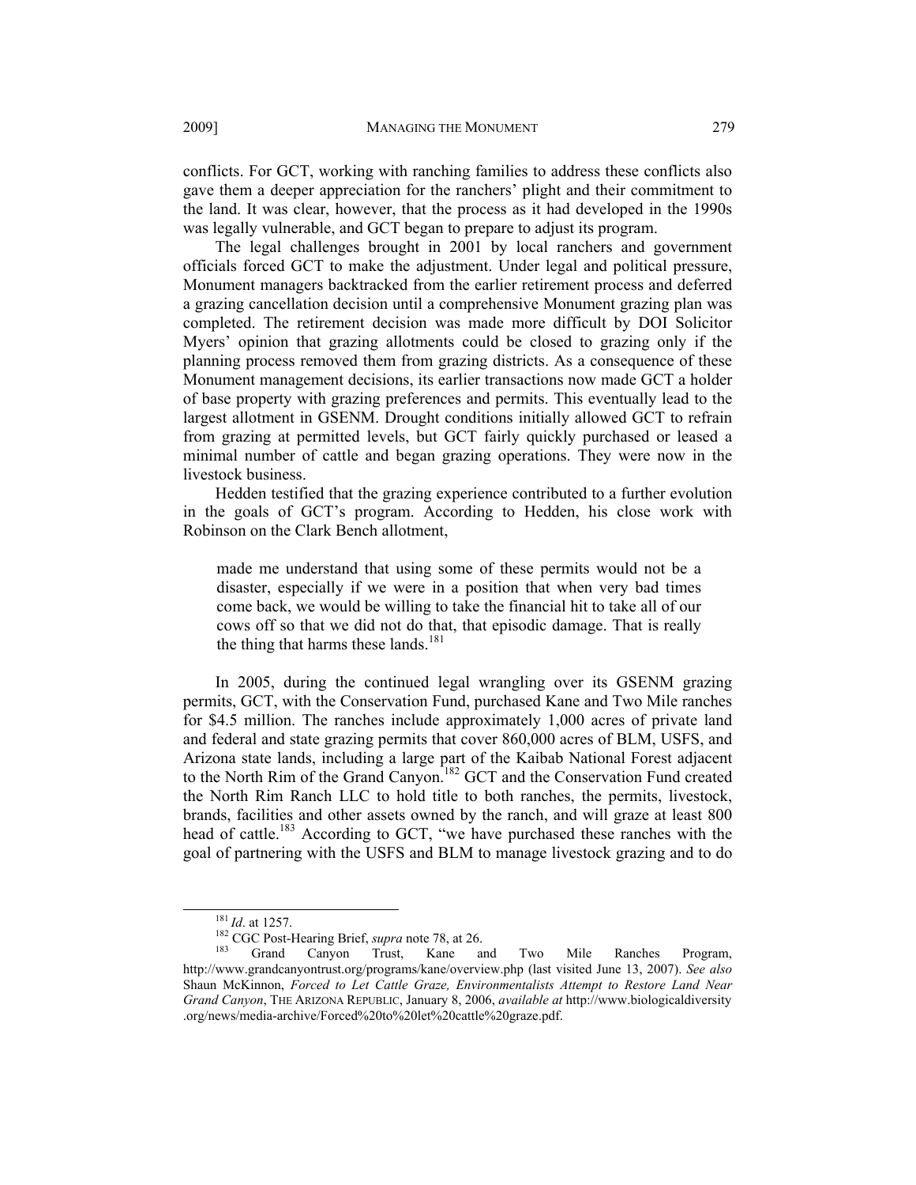conflicts. For GCT, working with ranching families to address these conflicts also gave them a deeper appreciation for the ranchers' plight and their commitment to the land. It was clear, however, that the process as it had developed in the 1990s was legally vulnerable, and GCT began to prepare to adjust its program.

The legal challenges brought in 2001 by local ranchers and government officials forced GCT to make the adjustment. Under legal and political pressure, Monument managers backtracked from the earlier retirement process and deferred a grazing cancellation decision until a comprehensive Monument grazing plan was completed. The retirement decision was made more difficult by DOI Solicitor Myers' opinion that grazing allotments could be closed to grazing only if the planning process removed them from grazing districts. As a consequence of these Monument management decisions, its earlier transactions now made GCT a holder of base property with grazing preferences and permits. This eventually lead to the largest allotment in GSENM. Drought conditions initially allowed GCT to refrain from grazing at permitted levels, but GCT fairly quickly purchased or leased a minimal number of cattle and began grazing operations. They were now in the livestock business.

Hedden testified that the grazing experience contributed to a further evolution in the goals of GCT's program. According to Hedden, his close work with Robinson on the Clark Bench allotment,

> made me understand that using some of these permits would not be a disaster, especially if we were in a position that when very bad times come back, we would be willing to take the financial hit to take all of our cows off so that we did not do that, that episodic damage. That is really the thing that harms these lands.[181]

In 2005, during the continued legal wrangling over its GSENM grazing permits, GCT, with the Conservation Fund, purchased Kane and Two Mile ranches for $4.5 million. The ranches include approximately 1,000 acres of private land and federal and state grazing permits that cover 860,000 acres of BLM, USFS, and Arizona state lands, including a large part of the Kaibab National Forest adjacent to the North Rim of the Grand Canyon.[182] GCT and the Conservation Fund created the North Rim Ranch LLC to hold title to both ranches, the permits, livestock, brands, facilities and other assets owned by the ranch, and will graze at least 800 head of cattle.[183] According to GCT, "we have purchased these ranches with the goal of partnering with the USFS and BLM to manage livestock grazing and to do

---

[181] *Id*. at 1257.

[182] CGC Post-Hearing Brief, *supra* note 78, at 26.

[183] Grand Canyon Trust, Kane and Two Mile Ranches Program, http://www.grandcanyontrust.org/programs/kane/overview.php (last visited June 13, 2007). *See also* Shaun McKinnon, *Forced to Let Cattle Graze, Environmentalists Attempt to Restore Land Near Grand Canyon*, THE ARIZONA REPUBLIC, January 8, 2006, *available at* http://www.biologicaldiversity.org/news/media-archive/Forced%20to%20let%20cattle%20graze.pdf.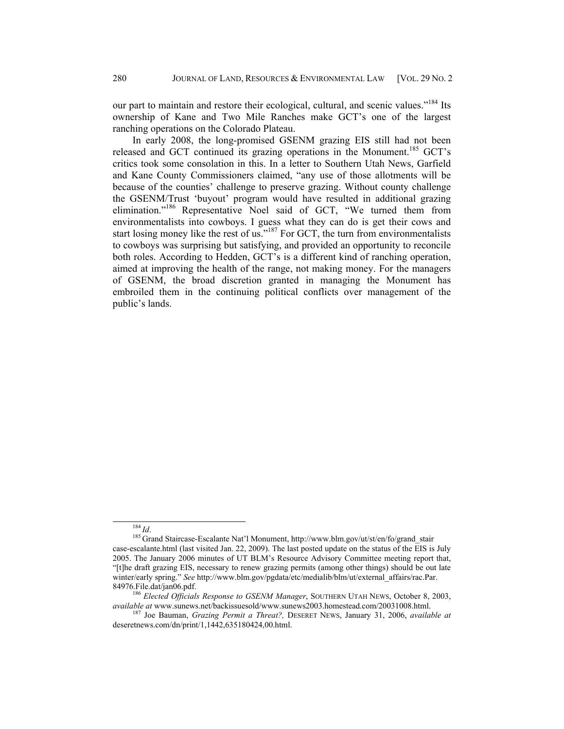our part to maintain and restore their ecological, cultural, and scenic values."[184] Its ownership of Kane and Two Mile Ranches make GCT's one of the largest ranching operations on the Colorado Plateau.

In early 2008, the long-promised GSENM grazing EIS still had not been released and GCT continued its grazing operations in the Monument.[185] GCT's critics took some consolation in this. In a letter to Southern Utah News, Garfield and Kane County Commissioners claimed, "any use of those allotments will be because of the counties' challenge to preserve grazing. Without county challenge the GSENM/Trust 'buyout' program would have resulted in additional grazing elimination."[186] Representative Noel said of GCT, "We turned them from environmentalists into cowboys. I guess what they can do is get their cows and start losing money like the rest of us."[187] For GCT, the turn from environmentalists to cowboys was surprising but satisfying, and provided an opportunity to reconcile both roles. According to Hedden, GCT's is a different kind of ranching operation, aimed at improving the health of the range, not making money. For the managers of GSENM, the broad discretion granted in managing the Monument has embroiled them in the continuing political conflicts over management of the public's lands.

---

[184] *Id*.

[185] Grand Staircase-Escalante Nat'l Monument, http://www.blm.gov/ut/st/en/fo/grand_stair case-escalante.html (last visited Jan. 22, 2009). The last posted update on the status of the EIS is July 2005. The January 2006 minutes of UT BLM's Resource Advisory Committee meeting report that, "[t]he draft grazing EIS, necessary to renew grazing permits (among other things) should be out late winter/early spring." *See* http://www.blm.gov/pgdata/etc/medialib/blm/ut/external_affairs/rac.Par. 84976.File.dat/jan06.pdf.

[186] *Elected Officials Response to GSENM Manager*, SOUTHERN UTAH NEWS, October 8, 2003, *available at* www.sunews.net/backissuesold/www.sunews2003.homestead.com/20031008.html.

[187] Joe Bauman, *Grazing Permit a Threat?,* DESERET NEWS, January 31, 2006, *available at* deseretnews.com/dn/print/1,1442,635180424,00.html.